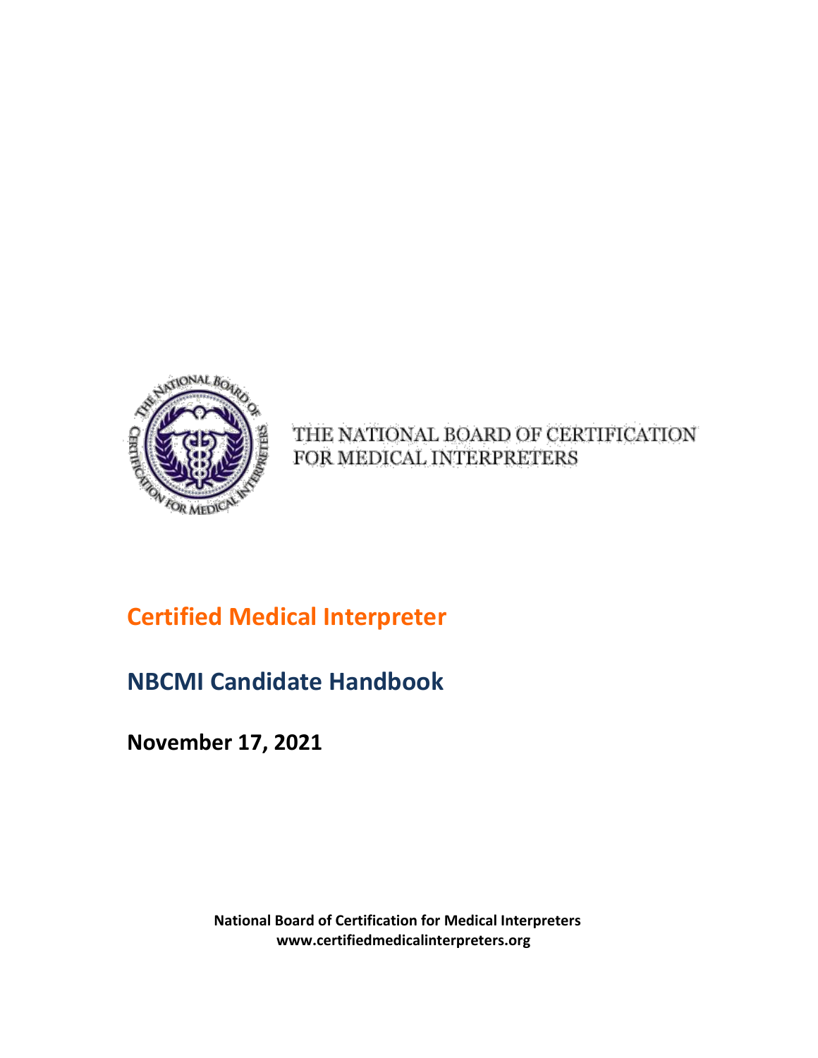THE NATIONAL BOARD OF CERTIFICATION FOR MEDICAL INTERPRETERS

# Certified Medical Interpreter

## NBCMI Candidate Handbook

**November 17, 2021**

**National Board of Certification for Medical Interpreters**
**www.certifiedmedicalinterpreters.org**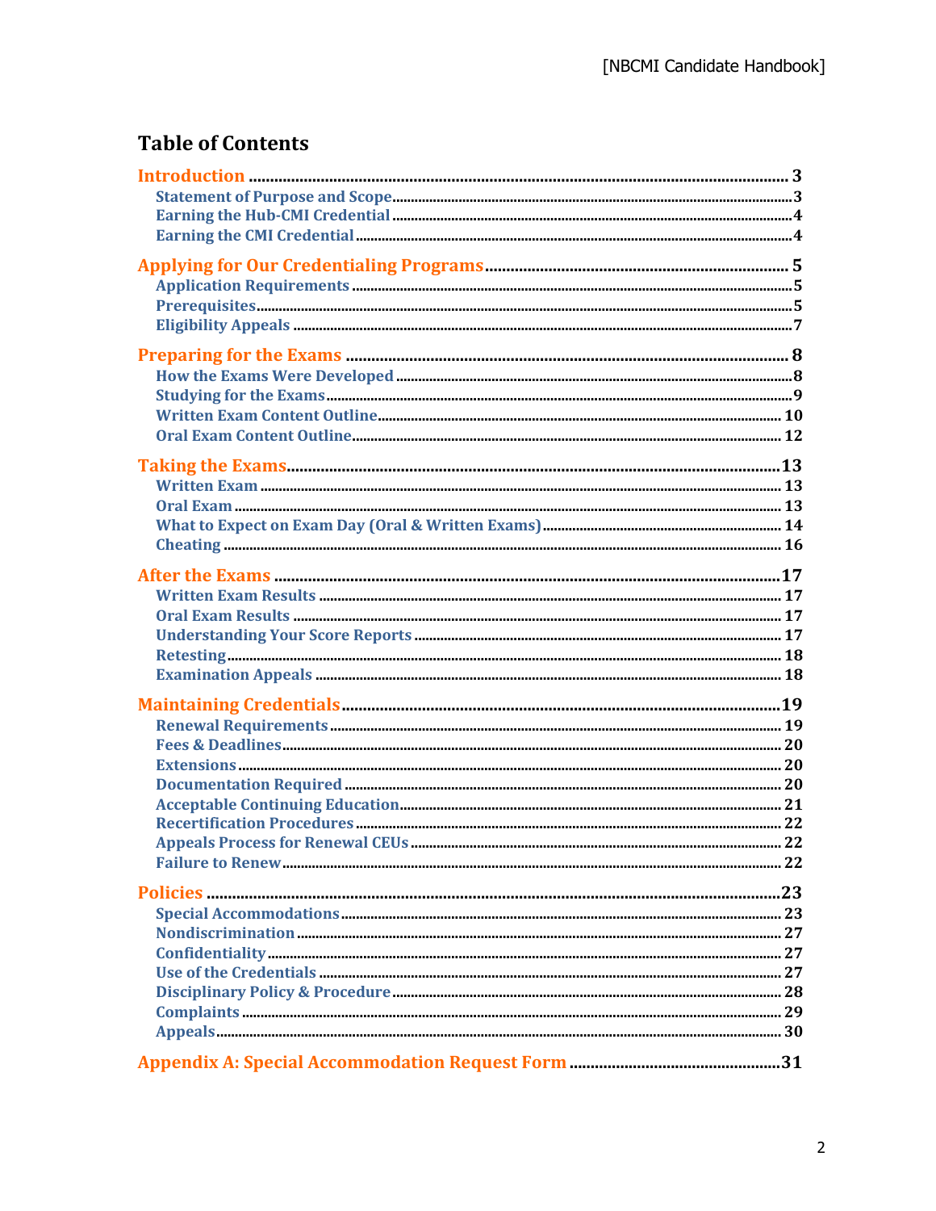# Table of Contents

**Introduction** ........................................................ 3
- Statement of Purpose and Scope ........................................ 3
- Earning the Hub-CMI Credential ........................................ 4
- Earning the CMI Credential ............................................ 4

**Applying for Our Credentialing Programs** ............................. 5
- Application Requirements .............................................. 5
- Prerequisites ......................................................... 5
- Eligibility Appeals ................................................... 7

**Preparing for the Exams** ............................................. 8
- How the Exams Were Developed .......................................... 8
- Studying for the Exams ................................................ 9
- Written Exam Content Outline .......................................... 10
- Oral Exam Content Outline ............................................. 12

**Taking the Exams** .................................................... 13
- Written Exam .......................................................... 13
- Oral Exam ............................................................. 13
- What to Expect on Exam Day (Oral & Written Exams) ..................... 14
- Cheating .............................................................. 16

**After the Exams** ..................................................... 17
- Written Exam Results .................................................. 17
- Oral Exam Results ..................................................... 17
- Understanding Your Score Reports ...................................... 17
- Retesting ............................................................. 18
- Examination Appeals ................................................... 18

**Maintaining Credentials** .............................................. 19
- Renewal Requirements .................................................. 19
- Fees & Deadlines ...................................................... 20
- Extensions ............................................................ 20
- Documentation Required ................................................ 20
- Acceptable Continuing Education ....................................... 21
- Recertification Procedures ............................................ 22
- Appeals Process for Renewal CEUs ...................................... 22
- Failure to Renew ...................................................... 22

**Policies** ............................................................ 23
- Special Accommodations ................................................ 23
- Nondiscrimination ..................................................... 27
- Confidentiality ....................................................... 27
- Use of the Credentials ................................................ 27
- Disciplinary Policy & Procedure ....................................... 28
- Complaints ............................................................ 29
- Appeals ............................................................... 30

**Appendix A: Special Accommodation Request Form** ...................... 31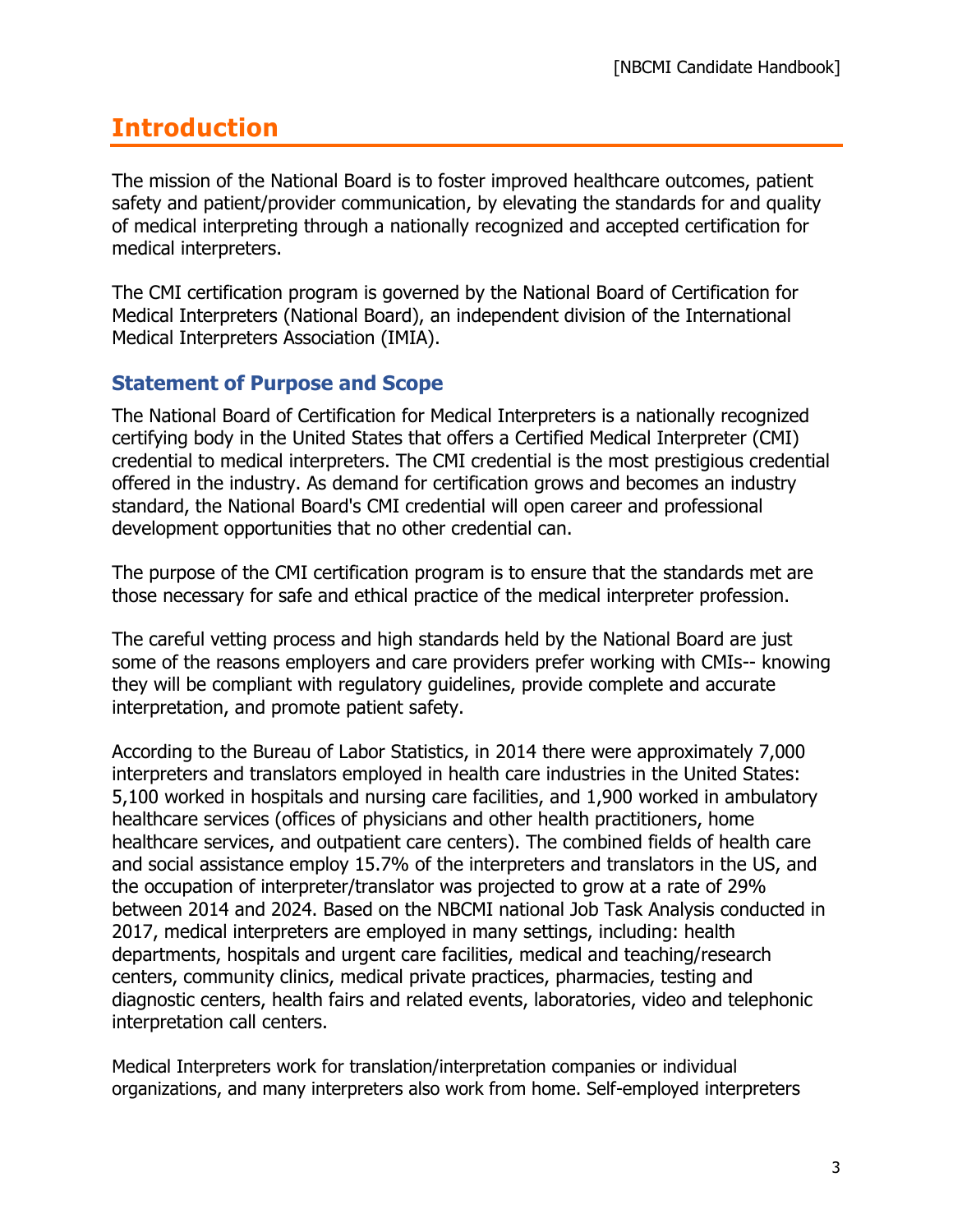# Introduction

The mission of the National Board is to foster improved healthcare outcomes, patient safety and patient/provider communication, by elevating the standards for and quality of medical interpreting through a nationally recognized and accepted certification for medical interpreters.

The CMI certification program is governed by the National Board of Certification for Medical Interpreters (National Board), an independent division of the International Medical Interpreters Association (IMIA).

## Statement of Purpose and Scope

The National Board of Certification for Medical Interpreters is a nationally recognized certifying body in the United States that offers a Certified Medical Interpreter (CMI) credential to medical interpreters. The CMI credential is the most prestigious credential offered in the industry. As demand for certification grows and becomes an industry standard, the National Board's CMI credential will open career and professional development opportunities that no other credential can.

The purpose of the CMI certification program is to ensure that the standards met are those necessary for safe and ethical practice of the medical interpreter profession.

The careful vetting process and high standards held by the National Board are just some of the reasons employers and care providers prefer working with CMIs-- knowing they will be compliant with regulatory guidelines, provide complete and accurate interpretation, and promote patient safety.

According to the Bureau of Labor Statistics, in 2014 there were approximately 7,000 interpreters and translators employed in health care industries in the United States: 5,100 worked in hospitals and nursing care facilities, and 1,900 worked in ambulatory healthcare services (offices of physicians and other health practitioners, home healthcare services, and outpatient care centers). The combined fields of health care and social assistance employ 15.7% of the interpreters and translators in the US, and the occupation of interpreter/translator was projected to grow at a rate of 29% between 2014 and 2024. Based on the NBCMI national Job Task Analysis conducted in 2017, medical interpreters are employed in many settings, including: health departments, hospitals and urgent care facilities, medical and teaching/research centers, community clinics, medical private practices, pharmacies, testing and diagnostic centers, health fairs and related events, laboratories, video and telephonic interpretation call centers.

Medical Interpreters work for translation/interpretation companies or individual organizations, and many interpreters also work from home. Self-employed interpreters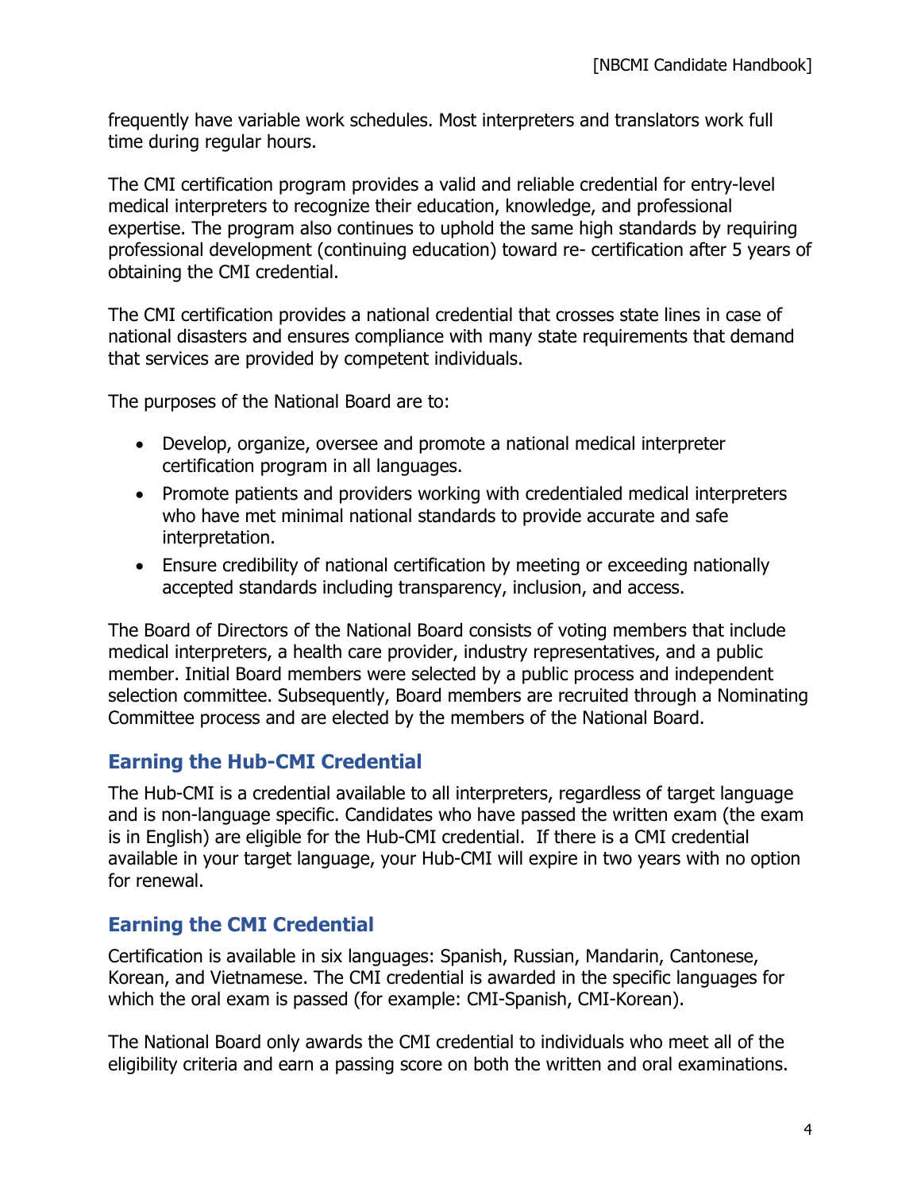frequently have variable work schedules. Most interpreters and translators work full time during regular hours.

The CMI certification program provides a valid and reliable credential for entry-level medical interpreters to recognize their education, knowledge, and professional expertise. The program also continues to uphold the same high standards by requiring professional development (continuing education) toward re- certification after 5 years of obtaining the CMI credential.

The CMI certification provides a national credential that crosses state lines in case of national disasters and ensures compliance with many state requirements that demand that services are provided by competent individuals.

The purposes of the National Board are to:

- Develop, organize, oversee and promote a national medical interpreter certification program in all languages.
- Promote patients and providers working with credentialed medical interpreters who have met minimal national standards to provide accurate and safe interpretation.
- Ensure credibility of national certification by meeting or exceeding nationally accepted standards including transparency, inclusion, and access.

The Board of Directors of the National Board consists of voting members that include medical interpreters, a health care provider, industry representatives, and a public member. Initial Board members were selected by a public process and independent selection committee. Subsequently, Board members are recruited through a Nominating Committee process and are elected by the members of the National Board.

## Earning the Hub-CMI Credential

The Hub-CMI is a credential available to all interpreters, regardless of target language and is non-language specific. Candidates who have passed the written exam (the exam is in English) are eligible for the Hub-CMI credential. If there is a CMI credential available in your target language, your Hub-CMI will expire in two years with no option for renewal.

## Earning the CMI Credential

Certification is available in six languages: Spanish, Russian, Mandarin, Cantonese, Korean, and Vietnamese. The CMI credential is awarded in the specific languages for which the oral exam is passed (for example: CMI-Spanish, CMI-Korean).

The National Board only awards the CMI credential to individuals who meet all of the eligibility criteria and earn a passing score on both the written and oral examinations.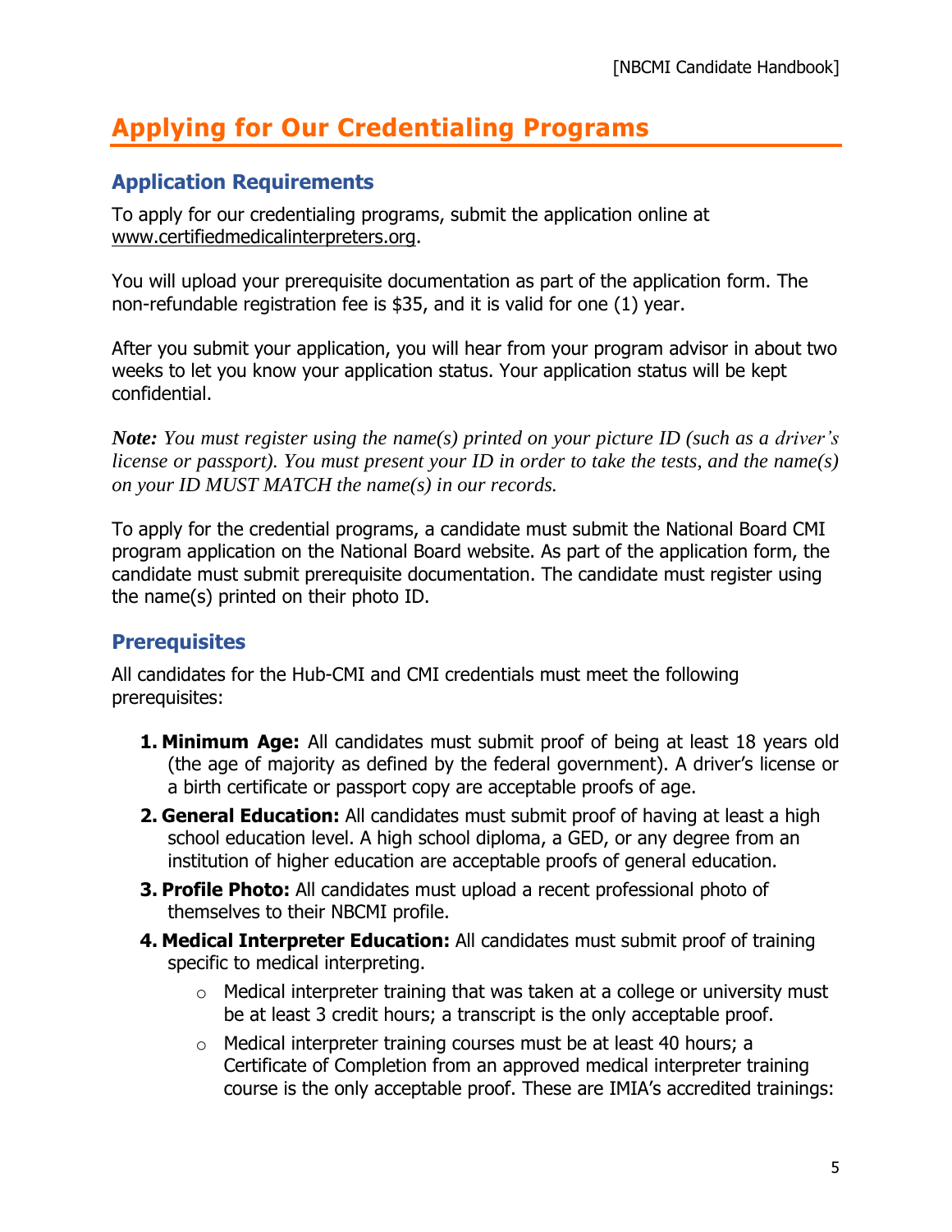# Applying for Our Credentialing Programs

## Application Requirements

To apply for our credentialing programs, submit the application online at www.certifiedmedicalinterpreters.org.

You will upload your prerequisite documentation as part of the application form. The non-refundable registration fee is $35, and it is valid for one (1) year.

After you submit your application, you will hear from your program advisor in about two weeks to let you know your application status. Your application status will be kept confidential.

***Note:*** *You must register using the name(s) printed on your picture ID (such as a driver's license or passport). You must present your ID in order to take the tests, and the name(s) on your ID MUST MATCH the name(s) in our records.*

To apply for the credential programs, a candidate must submit the National Board CMI program application on the National Board website. As part of the application form, the candidate must submit prerequisite documentation. The candidate must register using the name(s) printed on their photo ID.

## Prerequisites

All candidates for the Hub-CMI and CMI credentials must meet the following prerequisites:

1. **Minimum Age:** All candidates must submit proof of being at least 18 years old (the age of majority as defined by the federal government). A driver's license or a birth certificate or passport copy are acceptable proofs of age.
2. **General Education:** All candidates must submit proof of having at least a high school education level. A high school diploma, a GED, or any degree from an institution of higher education are acceptable proofs of general education.
3. **Profile Photo:** All candidates must upload a recent professional photo of themselves to their NBCMI profile.
4. **Medical Interpreter Education:** All candidates must submit proof of training specific to medical interpreting.
   - Medical interpreter training that was taken at a college or university must be at least 3 credit hours; a transcript is the only acceptable proof.
   - Medical interpreter training courses must be at least 40 hours; a Certificate of Completion from an approved medical interpreter training course is the only acceptable proof. These are IMIA's accredited trainings: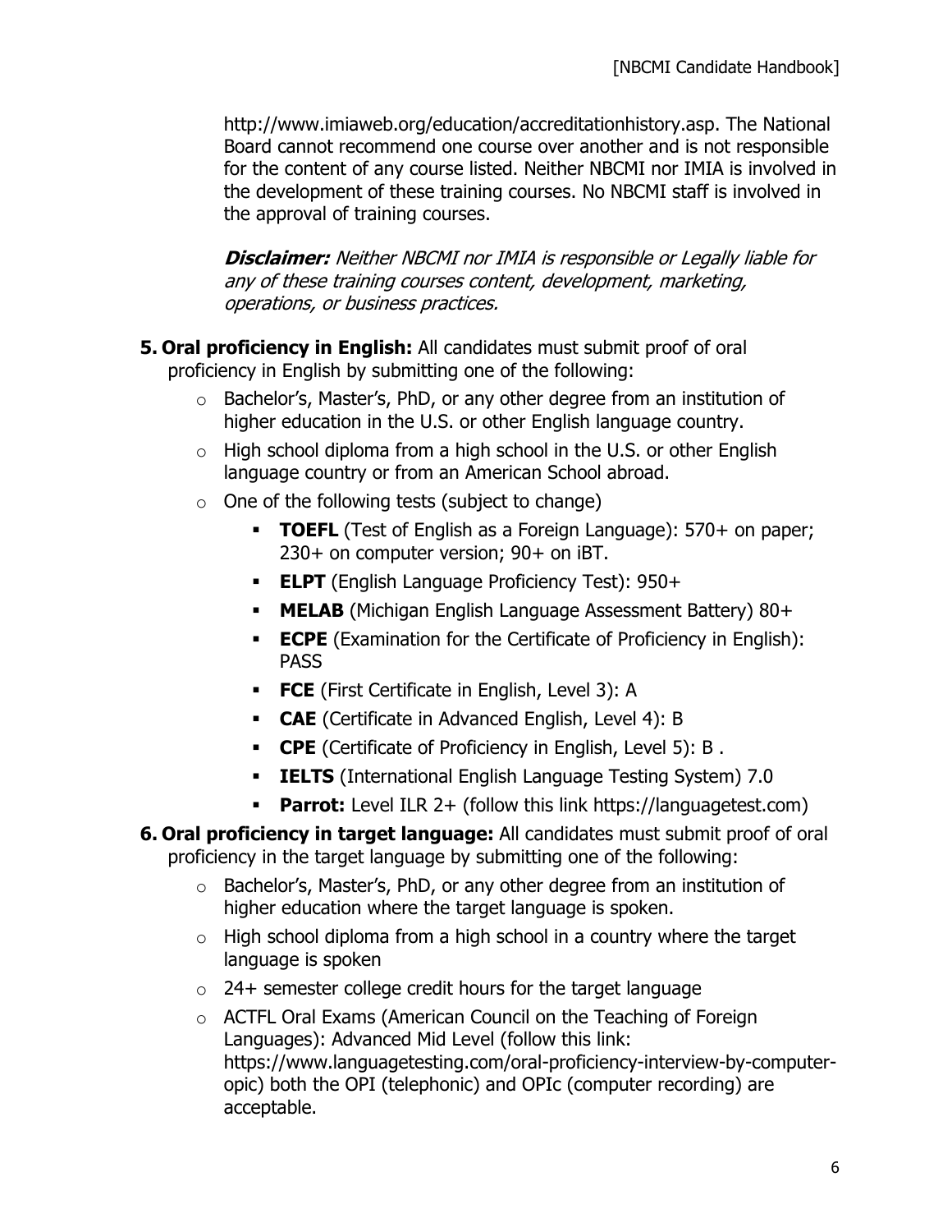http://www.imiaweb.org/education/accreditationhistory.asp. The National Board cannot recommend one course over another and is not responsible for the content of any course listed. Neither NBCMI nor IMIA is involved in the development of these training courses. No NBCMI staff is involved in the approval of training courses.

***Disclaimer:*** *Neither NBCMI nor IMIA is responsible or Legally liable for any of these training courses content, development, marketing, operations, or business practices.*

5. **Oral proficiency in English:** All candidates must submit proof of oral proficiency in English by submitting one of the following:
    - Bachelor's, Master's, PhD, or any other degree from an institution of higher education in the U.S. or other English language country.
    - High school diploma from a high school in the U.S. or other English language country or from an American School abroad.
    - One of the following tests (subject to change)
        - **TOEFL** (Test of English as a Foreign Language): 570+ on paper; 230+ on computer version; 90+ on iBT.
        - **ELPT** (English Language Proficiency Test): 950+
        - **MELAB** (Michigan English Language Assessment Battery) 80+
        - **ECPE** (Examination for the Certificate of Proficiency in English): PASS
        - **FCE** (First Certificate in English, Level 3): A
        - **CAE** (Certificate in Advanced English, Level 4): B
        - **CPE** (Certificate of Proficiency in English, Level 5): B .
        - **IELTS** (International English Language Testing System) 7.0
        - **Parrot:** Level ILR 2+ (follow this link https://languagetest.com)
6. **Oral proficiency in target language:** All candidates must submit proof of oral proficiency in the target language by submitting one of the following:
    - Bachelor's, Master's, PhD, or any other degree from an institution of higher education where the target language is spoken.
    - High school diploma from a high school in a country where the target language is spoken
    - 24+ semester college credit hours for the target language
    - ACTFL Oral Exams (American Council on the Teaching of Foreign Languages): Advanced Mid Level (follow this link: https://www.languagetesting.com/oral-proficiency-interview-by-computer-opic) both the OPI (telephonic) and OPIc (computer recording) are acceptable.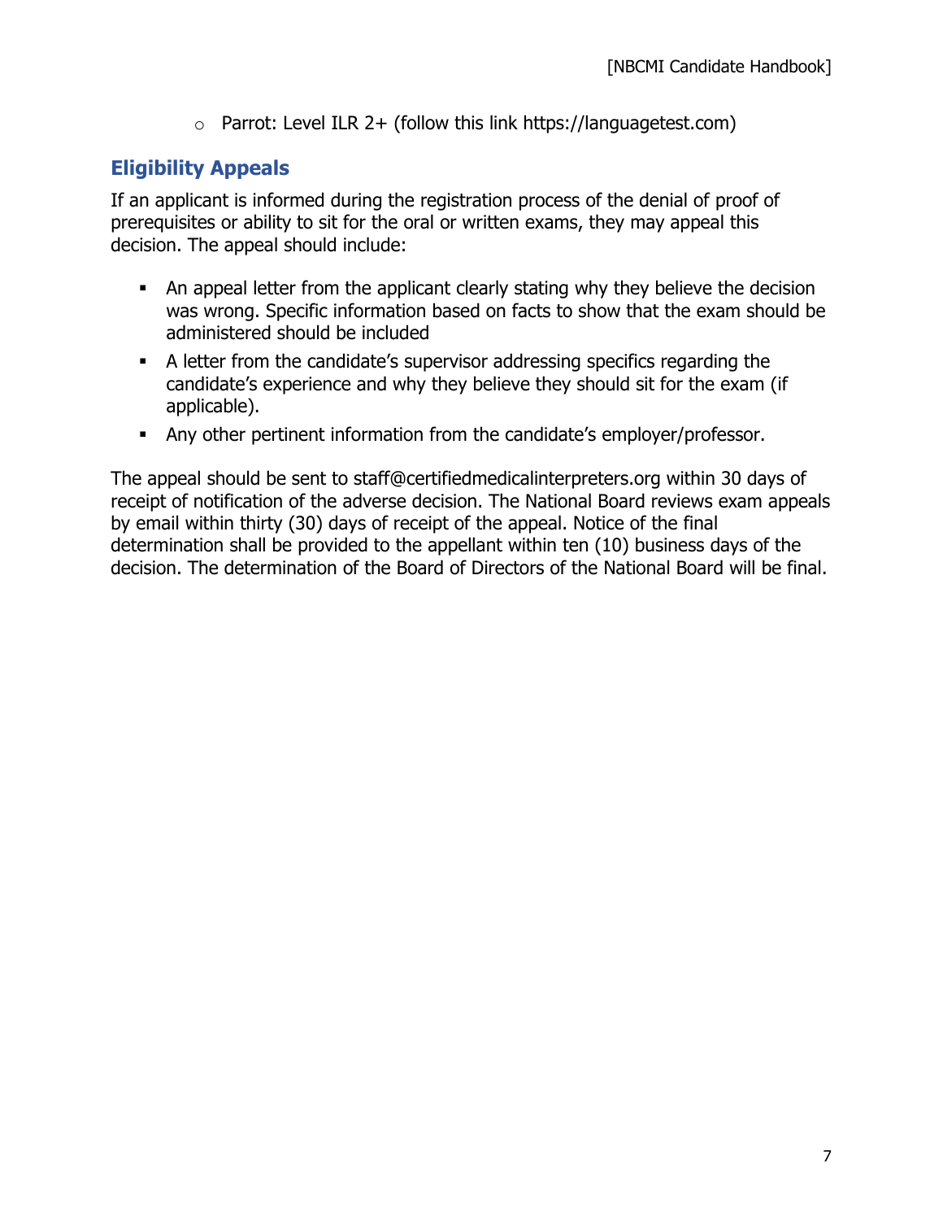- Parrot: Level ILR 2+ (follow this link https://languagetest.com)

## Eligibility Appeals

If an applicant is informed during the registration process of the denial of proof of prerequisites or ability to sit for the oral or written exams, they may appeal this decision. The appeal should include:

- An appeal letter from the applicant clearly stating why they believe the decision was wrong. Specific information based on facts to show that the exam should be administered should be included
- A letter from the candidate's supervisor addressing specifics regarding the candidate's experience and why they believe they should sit for the exam (if applicable).
- Any other pertinent information from the candidate's employer/professor.

The appeal should be sent to staff@certifiedmedicalinterpreters.org within 30 days of receipt of notification of the adverse decision. The National Board reviews exam appeals by email within thirty (30) days of receipt of the appeal. Notice of the final determination shall be provided to the appellant within ten (10) business days of the decision. The determination of the Board of Directors of the National Board will be final.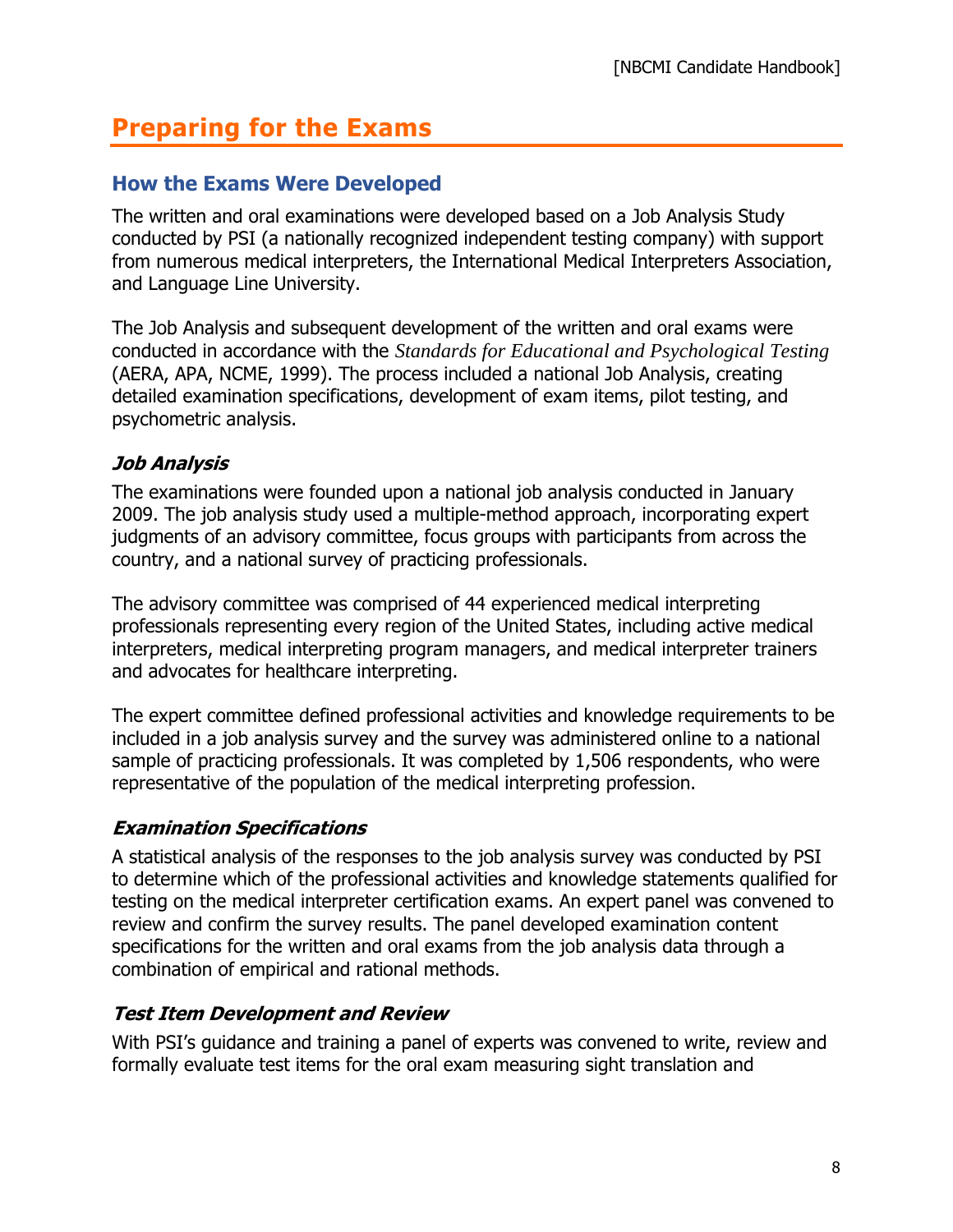# Preparing for the Exams

## How the Exams Were Developed

The written and oral examinations were developed based on a Job Analysis Study conducted by PSI (a nationally recognized independent testing company) with support from numerous medical interpreters, the International Medical Interpreters Association, and Language Line University.

The Job Analysis and subsequent development of the written and oral exams were conducted in accordance with the *Standards for Educational and Psychological Testing* (AERA, APA, NCME, 1999). The process included a national Job Analysis, creating detailed examination specifications, development of exam items, pilot testing, and psychometric analysis.

### *Job Analysis*

The examinations were founded upon a national job analysis conducted in January 2009. The job analysis study used a multiple-method approach, incorporating expert judgments of an advisory committee, focus groups with participants from across the country, and a national survey of practicing professionals.

The advisory committee was comprised of 44 experienced medical interpreting professionals representing every region of the United States, including active medical interpreters, medical interpreting program managers, and medical interpreter trainers and advocates for healthcare interpreting.

The expert committee defined professional activities and knowledge requirements to be included in a job analysis survey and the survey was administered online to a national sample of practicing professionals. It was completed by 1,506 respondents, who were representative of the population of the medical interpreting profession.

### *Examination Specifications*

A statistical analysis of the responses to the job analysis survey was conducted by PSI to determine which of the professional activities and knowledge statements qualified for testing on the medical interpreter certification exams. An expert panel was convened to review and confirm the survey results. The panel developed examination content specifications for the written and oral exams from the job analysis data through a combination of empirical and rational methods.

### *Test Item Development and Review*

With PSI's guidance and training a panel of experts was convened to write, review and formally evaluate test items for the oral exam measuring sight translation and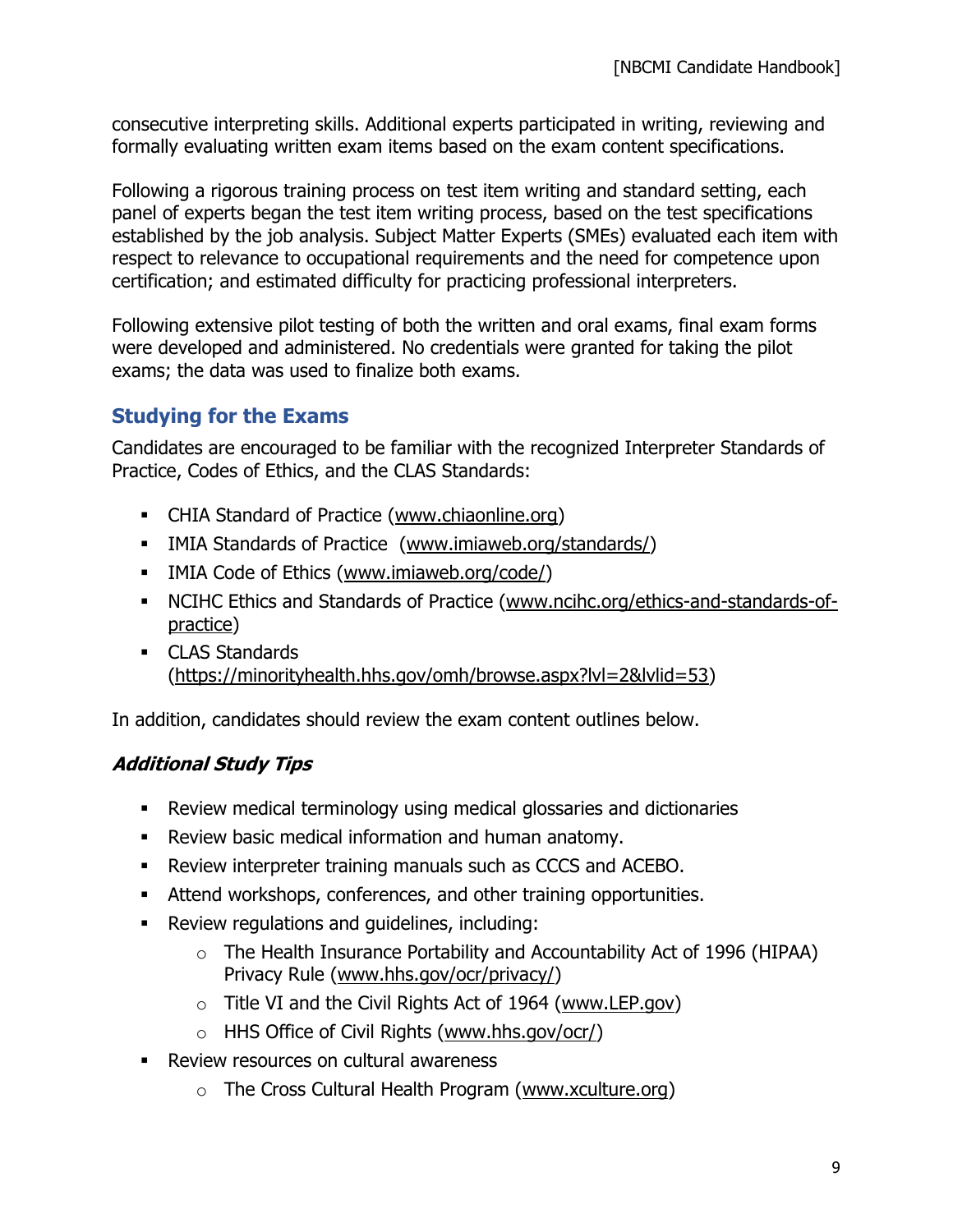consecutive interpreting skills. Additional experts participated in writing, reviewing and formally evaluating written exam items based on the exam content specifications.

Following a rigorous training process on test item writing and standard setting, each panel of experts began the test item writing process, based on the test specifications established by the job analysis. Subject Matter Experts (SMEs) evaluated each item with respect to relevance to occupational requirements and the need for competence upon certification; and estimated difficulty for practicing professional interpreters.

Following extensive pilot testing of both the written and oral exams, final exam forms were developed and administered. No credentials were granted for taking the pilot exams; the data was used to finalize both exams.

## Studying for the Exams

Candidates are encouraged to be familiar with the recognized Interpreter Standards of Practice, Codes of Ethics, and the CLAS Standards:

- CHIA Standard of Practice (www.chiaonline.org)
- IMIA Standards of Practice (www.imiaweb.org/standards/)
- IMIA Code of Ethics (www.imiaweb.org/code/)
- NCIHC Ethics and Standards of Practice (www.ncihc.org/ethics-and-standards-of-practice)
- CLAS Standards (https://minorityhealth.hhs.gov/omh/browse.aspx?lvl=2&lvlid=53)

In addition, candidates should review the exam content outlines below.

### *Additional Study Tips*

- Review medical terminology using medical glossaries and dictionaries
- Review basic medical information and human anatomy.
- Review interpreter training manuals such as CCCS and ACEBO.
- Attend workshops, conferences, and other training opportunities.
- Review regulations and guidelines, including:
  - The Health Insurance Portability and Accountability Act of 1996 (HIPAA) Privacy Rule (www.hhs.gov/ocr/privacy/)
  - Title VI and the Civil Rights Act of 1964 (www.LEP.gov)
  - HHS Office of Civil Rights (www.hhs.gov/ocr/)
- Review resources on cultural awareness
  - The Cross Cultural Health Program (www.xculture.org)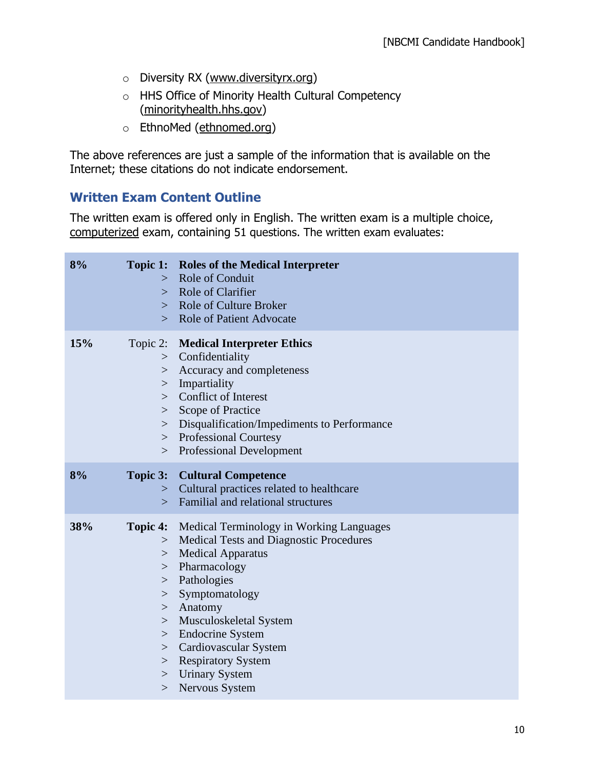- Diversity RX (www.diversityrx.org)
- HHS Office of Minority Health Cultural Competency (minorityhealth.hhs.gov)
- EthnoMed (ethnomed.org)

The above references are just a sample of the information that is available on the Internet; these citations do not indicate endorsement.

## Written Exam Content Outline

The written exam is offered only in English. The written exam is a multiple choice, computerized exam, containing 51 questions. The written exam evaluates:

| % | Topic | Content |
|---|---|---|
| **8%** | **Topic 1:** | **Roles of the Medical Interpreter**<br>> Role of Conduit<br>> Role of Clarifier<br>> Role of Culture Broker<br>> Role of Patient Advocate |
| **15%** | Topic 2: | **Medical Interpreter Ethics**<br>> Confidentiality<br>> Accuracy and completeness<br>> Impartiality<br>> Conflict of Interest<br>> Scope of Practice<br>> Disqualification/Impediments to Performance<br>> Professional Courtesy<br>> Professional Development |
| **8%** | **Topic 3:** | **Cultural Competence**<br>> Cultural practices related to healthcare<br>> Familial and relational structures |
| **38%** | **Topic 4:** | Medical Terminology in Working Languages<br>> Medical Tests and Diagnostic Procedures<br>> Medical Apparatus<br>> Pharmacology<br>> Pathologies<br>> Symptomatology<br>> Anatomy<br>> Musculoskeletal System<br>> Endocrine System<br>> Cardiovascular System<br>> Respiratory System<br>> Urinary System<br>> Nervous System |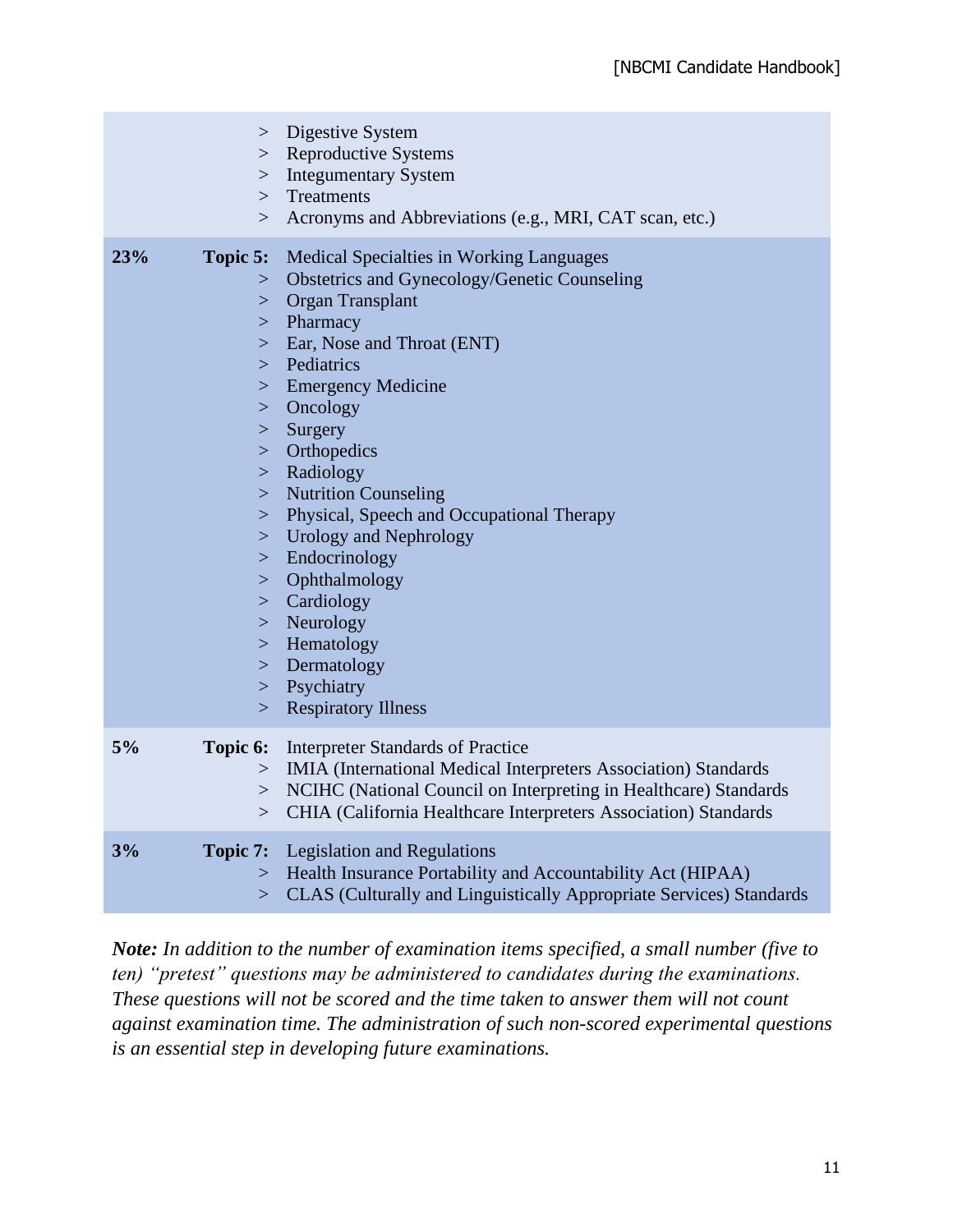| | | |
|---|---|---|
| | > | Digestive System |
| | > | Reproductive Systems |
| | > | Integumentary System |
| | > | Treatments |
| | > | Acronyms and Abbreviations (e.g., MRI, CAT scan, etc.) |
| **23%** | **Topic 5:** | Medical Specialties in Working Languages |
| | > | Obstetrics and Gynecology/Genetic Counseling |
| | > | Organ Transplant |
| | > | Pharmacy |
| | > | Ear, Nose and Throat (ENT) |
| | > | Pediatrics |
| | > | Emergency Medicine |
| | > | Oncology |
| | > | Surgery |
| | > | Orthopedics |
| | > | Radiology |
| | > | Nutrition Counseling |
| | > | Physical, Speech and Occupational Therapy |
| | > | Urology and Nephrology |
| | > | Endocrinology |
| | > | Ophthalmology |
| | > | Cardiology |
| | > | Neurology |
| | > | Hematology |
| | > | Dermatology |
| | > | Psychiatry |
| | > | Respiratory Illness |
| **5%** | **Topic 6:** | Interpreter Standards of Practice |
| | > | IMIA (International Medical Interpreters Association) Standards |
| | > | NCIHC (National Council on Interpreting in Healthcare) Standards |
| | > | CHIA (California Healthcare Interpreters Association) Standards |
| **3%** | **Topic 7:** | Legislation and Regulations |
| | > | Health Insurance Portability and Accountability Act (HIPAA) |
| | > | CLAS (Culturally and Linguistically Appropriate Services) Standards |

***Note:** In addition to the number of examination items specified, a small number (five to ten) "pretest" questions may be administered to candidates during the examinations. These questions will not be scored and the time taken to answer them will not count against examination time. The administration of such non-scored experimental questions is an essential step in developing future examinations.*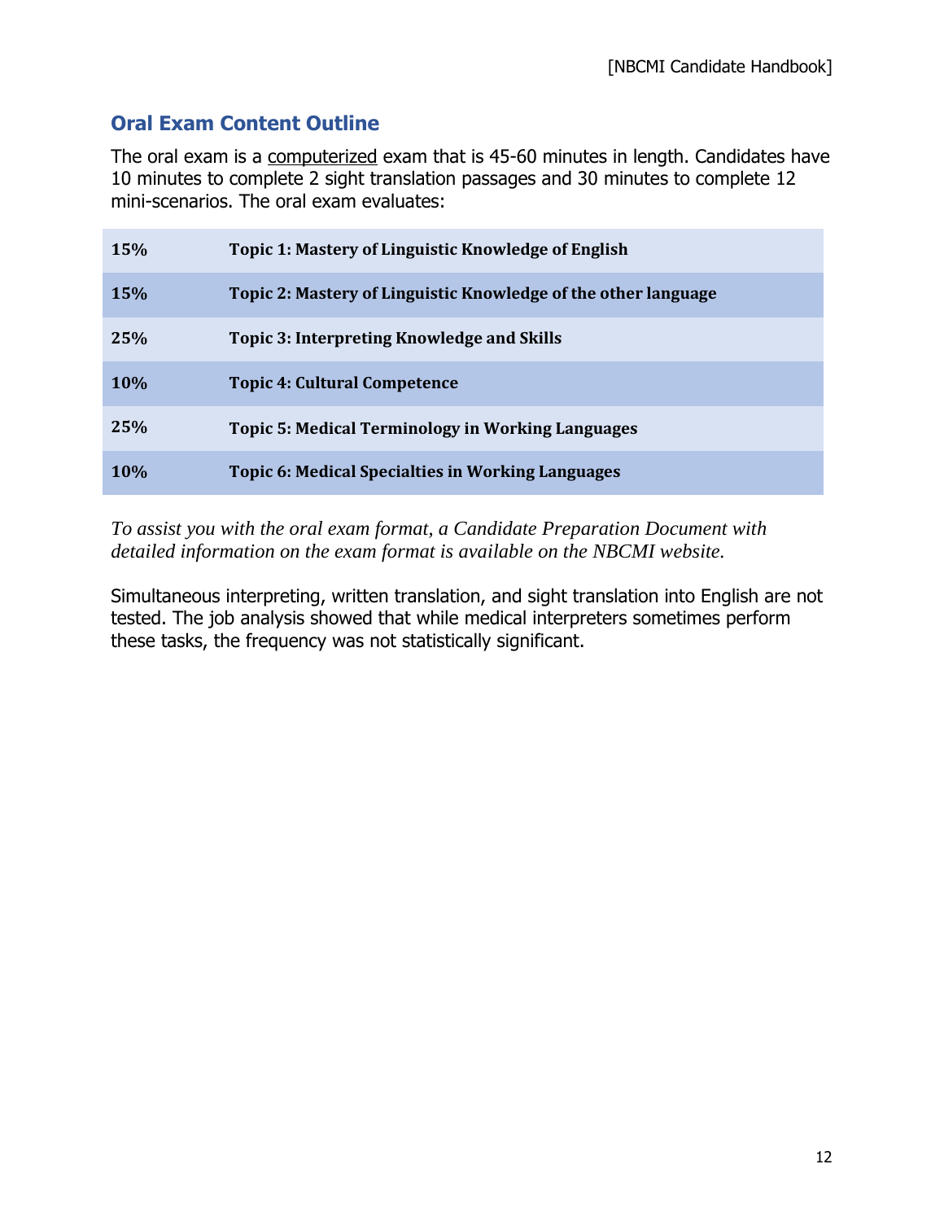## Oral Exam Content Outline

The oral exam is a computerized exam that is 45-60 minutes in length. Candidates have 10 minutes to complete 2 sight translation passages and 30 minutes to complete 12 mini-scenarios. The oral exam evaluates:

| | |
|---|---|
| **15%** | **Topic 1: Mastery of Linguistic Knowledge of English** |
| **15%** | **Topic 2: Mastery of Linguistic Knowledge of the other language** |
| **25%** | **Topic 3: Interpreting Knowledge and Skills** |
| **10%** | **Topic 4: Cultural Competence** |
| **25%** | **Topic 5: Medical Terminology in Working Languages** |
| **10%** | **Topic 6: Medical Specialties in Working Languages** |

*To assist you with the oral exam format, a Candidate Preparation Document with detailed information on the exam format is available on the NBCMI website.*

Simultaneous interpreting, written translation, and sight translation into English are not tested. The job analysis showed that while medical interpreters sometimes perform these tasks, the frequency was not statistically significant.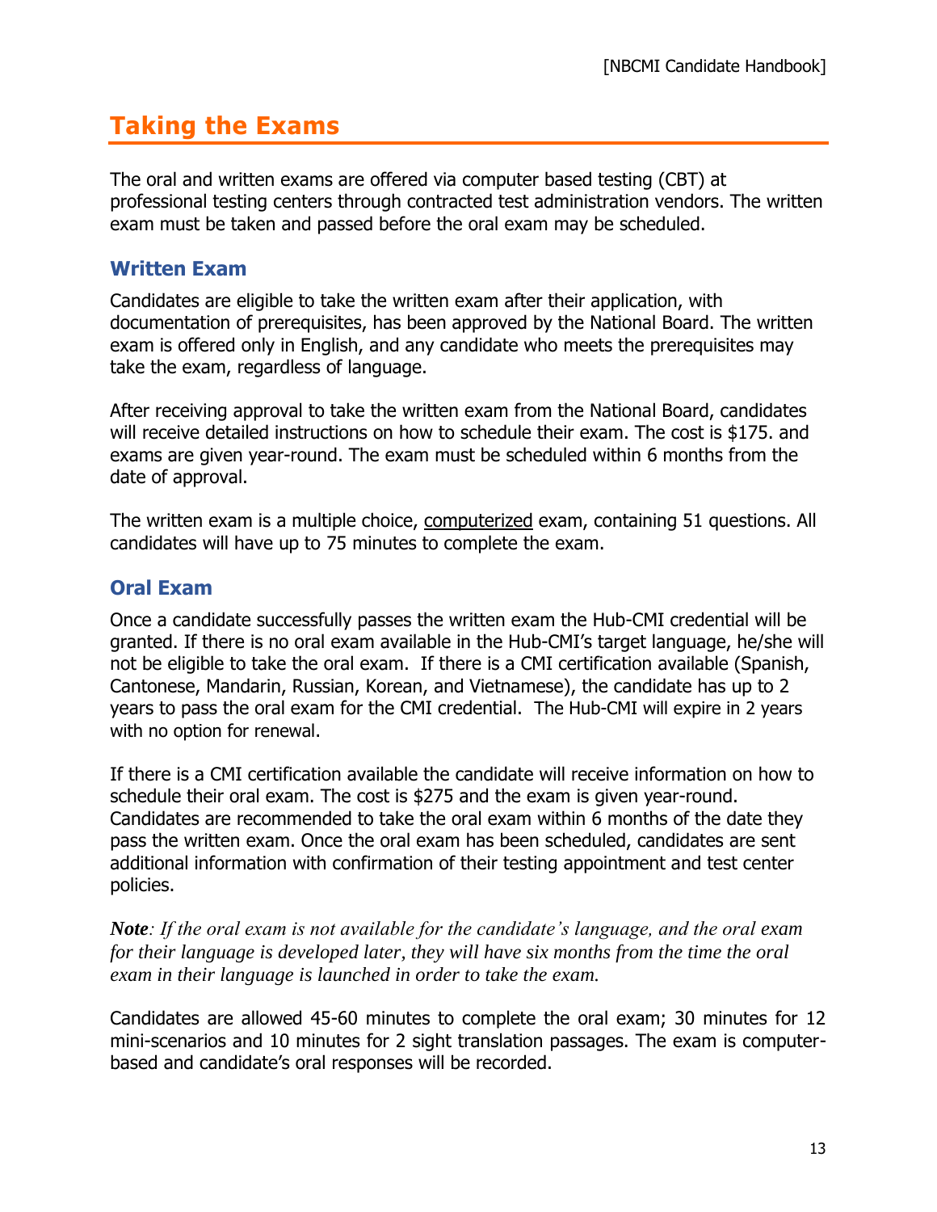# Taking the Exams

The oral and written exams are offered via computer based testing (CBT) at professional testing centers through contracted test administration vendors. The written exam must be taken and passed before the oral exam may be scheduled.

## Written Exam

Candidates are eligible to take the written exam after their application, with documentation of prerequisites, has been approved by the National Board. The written exam is offered only in English, and any candidate who meets the prerequisites may take the exam, regardless of language.

After receiving approval to take the written exam from the National Board, candidates will receive detailed instructions on how to schedule their exam. The cost is $175. and exams are given year-round. The exam must be scheduled within 6 months from the date of approval.

The written exam is a multiple choice, computerized exam, containing 51 questions. All candidates will have up to 75 minutes to complete the exam.

## Oral Exam

Once a candidate successfully passes the written exam the Hub-CMI credential will be granted. If there is no oral exam available in the Hub-CMI's target language, he/she will not be eligible to take the oral exam. If there is a CMI certification available (Spanish, Cantonese, Mandarin, Russian, Korean, and Vietnamese), the candidate has up to 2 years to pass the oral exam for the CMI credential. The Hub-CMI will expire in 2 years with no option for renewal.

If there is a CMI certification available the candidate will receive information on how to schedule their oral exam. The cost is $275 and the exam is given year-round. Candidates are recommended to take the oral exam within 6 months of the date they pass the written exam. Once the oral exam has been scheduled, candidates are sent additional information with confirmation of their testing appointment and test center policies.

***Note**: If the oral exam is not available for the candidate's language, and the oral exam for their language is developed later, they will have six months from the time the oral exam in their language is launched in order to take the exam.*

Candidates are allowed 45-60 minutes to complete the oral exam; 30 minutes for 12 mini-scenarios and 10 minutes for 2 sight translation passages. The exam is computer-based and candidate's oral responses will be recorded.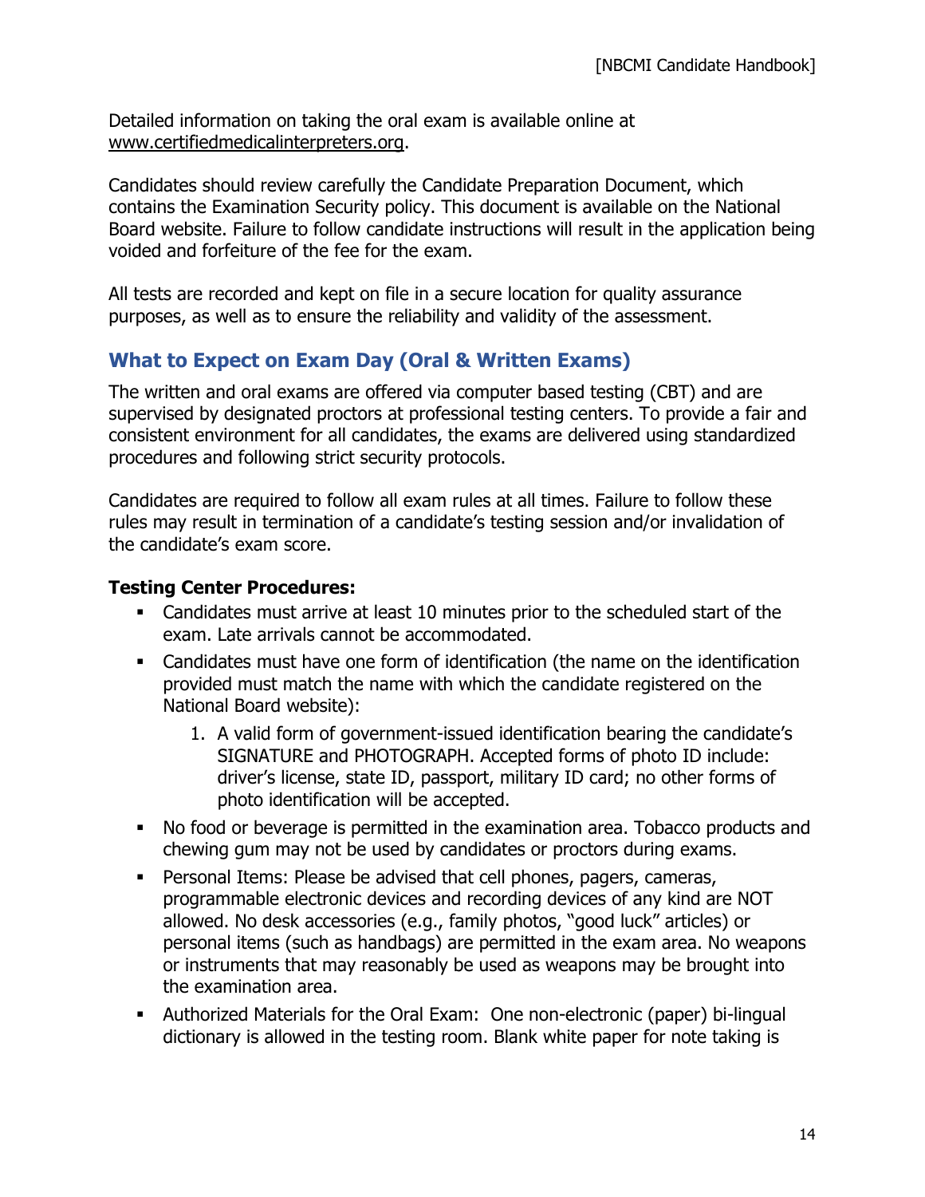Detailed information on taking the oral exam is available online at www.certifiedmedicalinterpreters.org.

Candidates should review carefully the Candidate Preparation Document, which contains the Examination Security policy. This document is available on the National Board website. Failure to follow candidate instructions will result in the application being voided and forfeiture of the fee for the exam.

All tests are recorded and kept on file in a secure location for quality assurance purposes, as well as to ensure the reliability and validity of the assessment.

## What to Expect on Exam Day (Oral & Written Exams)

The written and oral exams are offered via computer based testing (CBT) and are supervised by designated proctors at professional testing centers. To provide a fair and consistent environment for all candidates, the exams are delivered using standardized procedures and following strict security protocols.

Candidates are required to follow all exam rules at all times. Failure to follow these rules may result in termination of a candidate's testing session and/or invalidation of the candidate's exam score.

**Testing Center Procedures:**

- Candidates must arrive at least 10 minutes prior to the scheduled start of the exam. Late arrivals cannot be accommodated.
- Candidates must have one form of identification (the name on the identification provided must match the name with which the candidate registered on the National Board website):
    1. A valid form of government-issued identification bearing the candidate's SIGNATURE and PHOTOGRAPH. Accepted forms of photo ID include: driver's license, state ID, passport, military ID card; no other forms of photo identification will be accepted.
- No food or beverage is permitted in the examination area. Tobacco products and chewing gum may not be used by candidates or proctors during exams.
- Personal Items: Please be advised that cell phones, pagers, cameras, programmable electronic devices and recording devices of any kind are NOT allowed. No desk accessories (e.g., family photos, "good luck" articles) or personal items (such as handbags) are permitted in the exam area. No weapons or instruments that may reasonably be used as weapons may be brought into the examination area.
- Authorized Materials for the Oral Exam: One non-electronic (paper) bi-lingual dictionary is allowed in the testing room. Blank white paper for note taking is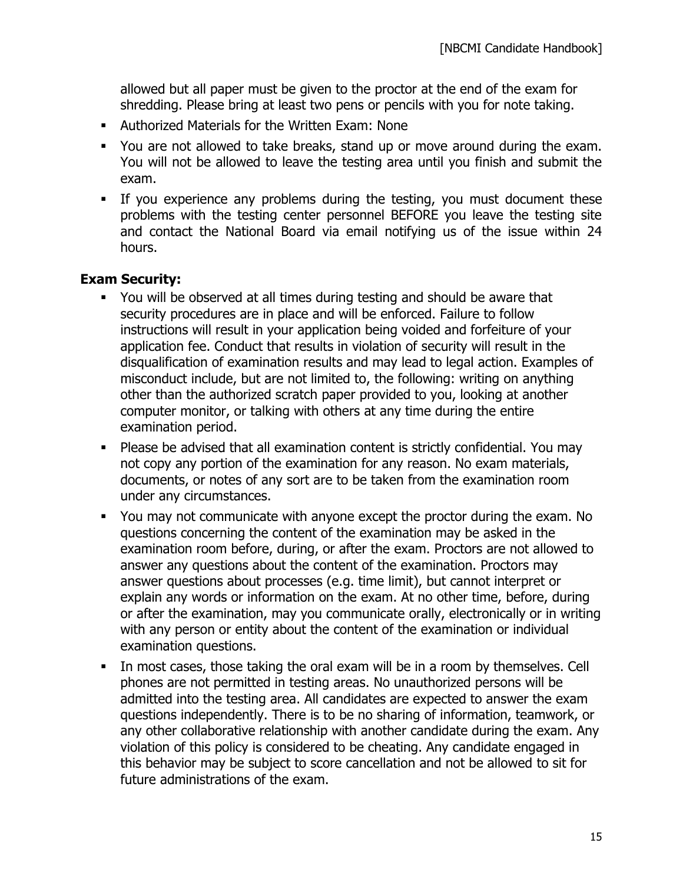allowed but all paper must be given to the proctor at the end of the exam for shredding. Please bring at least two pens or pencils with you for note taking.

- Authorized Materials for the Written Exam: None
- You are not allowed to take breaks, stand up or move around during the exam. You will not be allowed to leave the testing area until you finish and submit the exam.
- If you experience any problems during the testing, you must document these problems with the testing center personnel BEFORE you leave the testing site and contact the National Board via email notifying us of the issue within 24 hours.

**Exam Security:**

- You will be observed at all times during testing and should be aware that security procedures are in place and will be enforced. Failure to follow instructions will result in your application being voided and forfeiture of your application fee. Conduct that results in violation of security will result in the disqualification of examination results and may lead to legal action. Examples of misconduct include, but are not limited to, the following: writing on anything other than the authorized scratch paper provided to you, looking at another computer monitor, or talking with others at any time during the entire examination period.
- Please be advised that all examination content is strictly confidential. You may not copy any portion of the examination for any reason. No exam materials, documents, or notes of any sort are to be taken from the examination room under any circumstances.
- You may not communicate with anyone except the proctor during the exam. No questions concerning the content of the examination may be asked in the examination room before, during, or after the exam. Proctors are not allowed to answer any questions about the content of the examination. Proctors may answer questions about processes (e.g. time limit), but cannot interpret or explain any words or information on the exam. At no other time, before, during or after the examination, may you communicate orally, electronically or in writing with any person or entity about the content of the examination or individual examination questions.
- In most cases, those taking the oral exam will be in a room by themselves. Cell phones are not permitted in testing areas. No unauthorized persons will be admitted into the testing area. All candidates are expected to answer the exam questions independently. There is to be no sharing of information, teamwork, or any other collaborative relationship with another candidate during the exam. Any violation of this policy is considered to be cheating. Any candidate engaged in this behavior may be subject to score cancellation and not be allowed to sit for future administrations of the exam.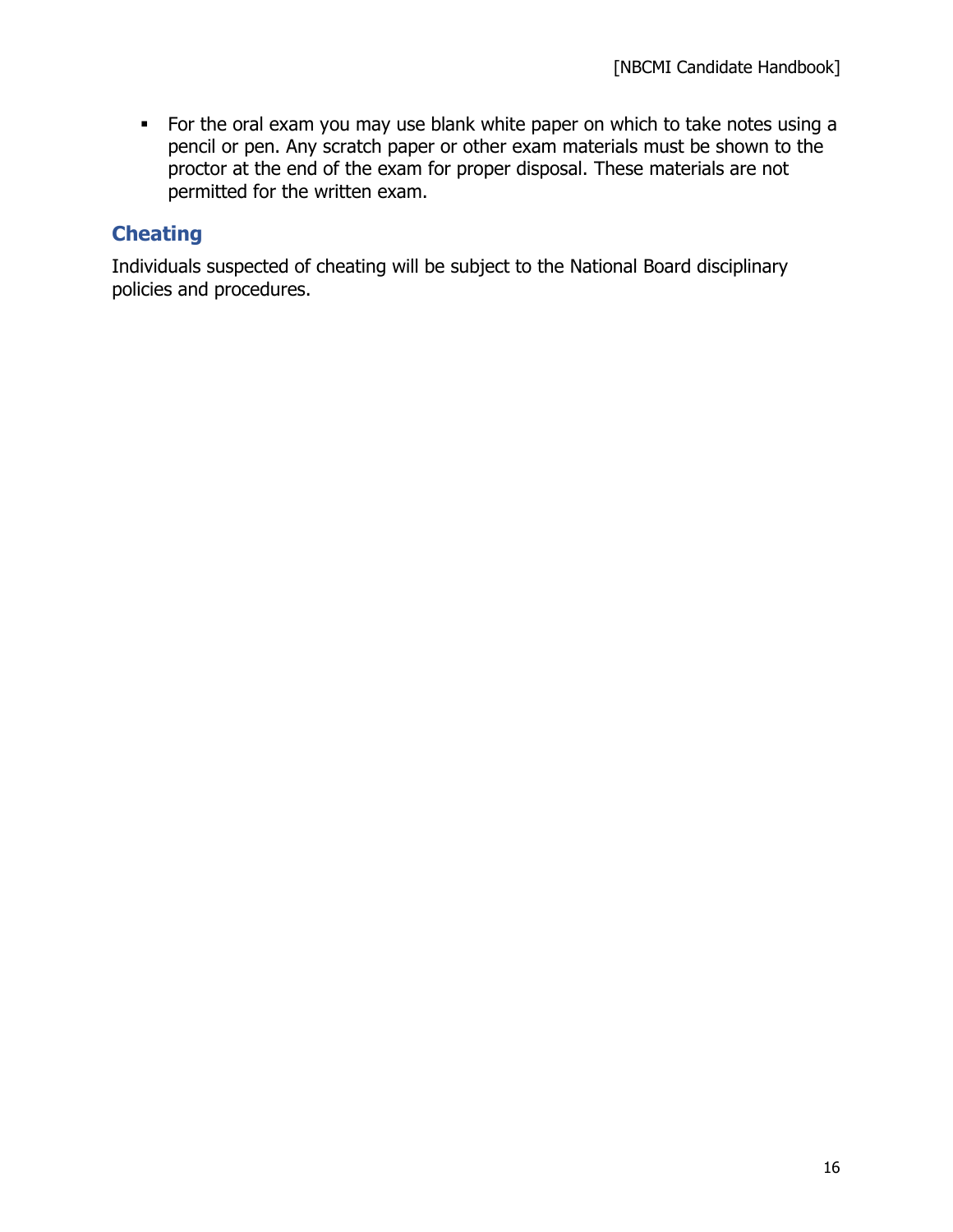- For the oral exam you may use blank white paper on which to take notes using a pencil or pen. Any scratch paper or other exam materials must be shown to the proctor at the end of the exam for proper disposal. These materials are not permitted for the written exam.

## Cheating

Individuals suspected of cheating will be subject to the National Board disciplinary policies and procedures.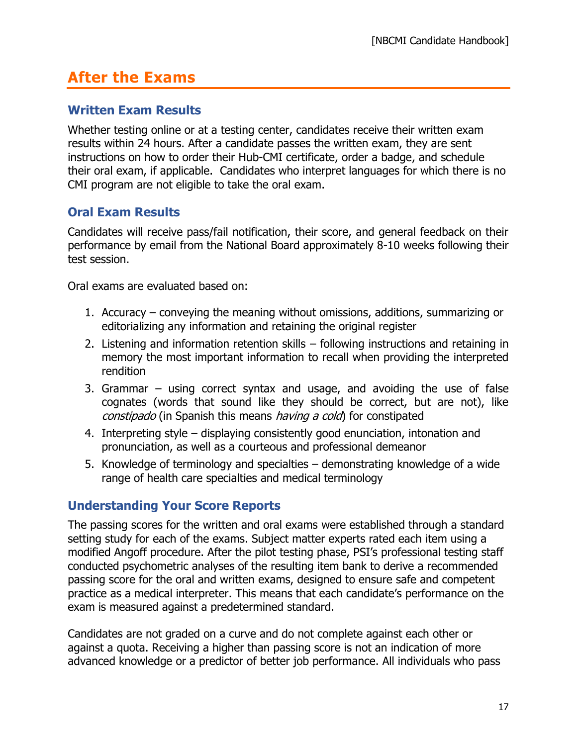# After the Exams

## Written Exam Results

Whether testing online or at a testing center, candidates receive their written exam results within 24 hours. After a candidate passes the written exam, they are sent instructions on how to order their Hub-CMI certificate, order a badge, and schedule their oral exam, if applicable. Candidates who interpret languages for which there is no CMI program are not eligible to take the oral exam.

## Oral Exam Results

Candidates will receive pass/fail notification, their score, and general feedback on their performance by email from the National Board approximately 8-10 weeks following their test session.

Oral exams are evaluated based on:

1. Accuracy – conveying the meaning without omissions, additions, summarizing or editorializing any information and retaining the original register
2. Listening and information retention skills – following instructions and retaining in memory the most important information to recall when providing the interpreted rendition
3. Grammar – using correct syntax and usage, and avoiding the use of false cognates (words that sound like they should be correct, but are not), like *constipado* (in Spanish this means *having a cold*) for constipated
4. Interpreting style – displaying consistently good enunciation, intonation and pronunciation, as well as a courteous and professional demeanor
5. Knowledge of terminology and specialties – demonstrating knowledge of a wide range of health care specialties and medical terminology

## Understanding Your Score Reports

The passing scores for the written and oral exams were established through a standard setting study for each of the exams. Subject matter experts rated each item using a modified Angoff procedure. After the pilot testing phase, PSI's professional testing staff conducted psychometric analyses of the resulting item bank to derive a recommended passing score for the oral and written exams, designed to ensure safe and competent practice as a medical interpreter. This means that each candidate's performance on the exam is measured against a predetermined standard.

Candidates are not graded on a curve and do not complete against each other or against a quota. Receiving a higher than passing score is not an indication of more advanced knowledge or a predictor of better job performance. All individuals who pass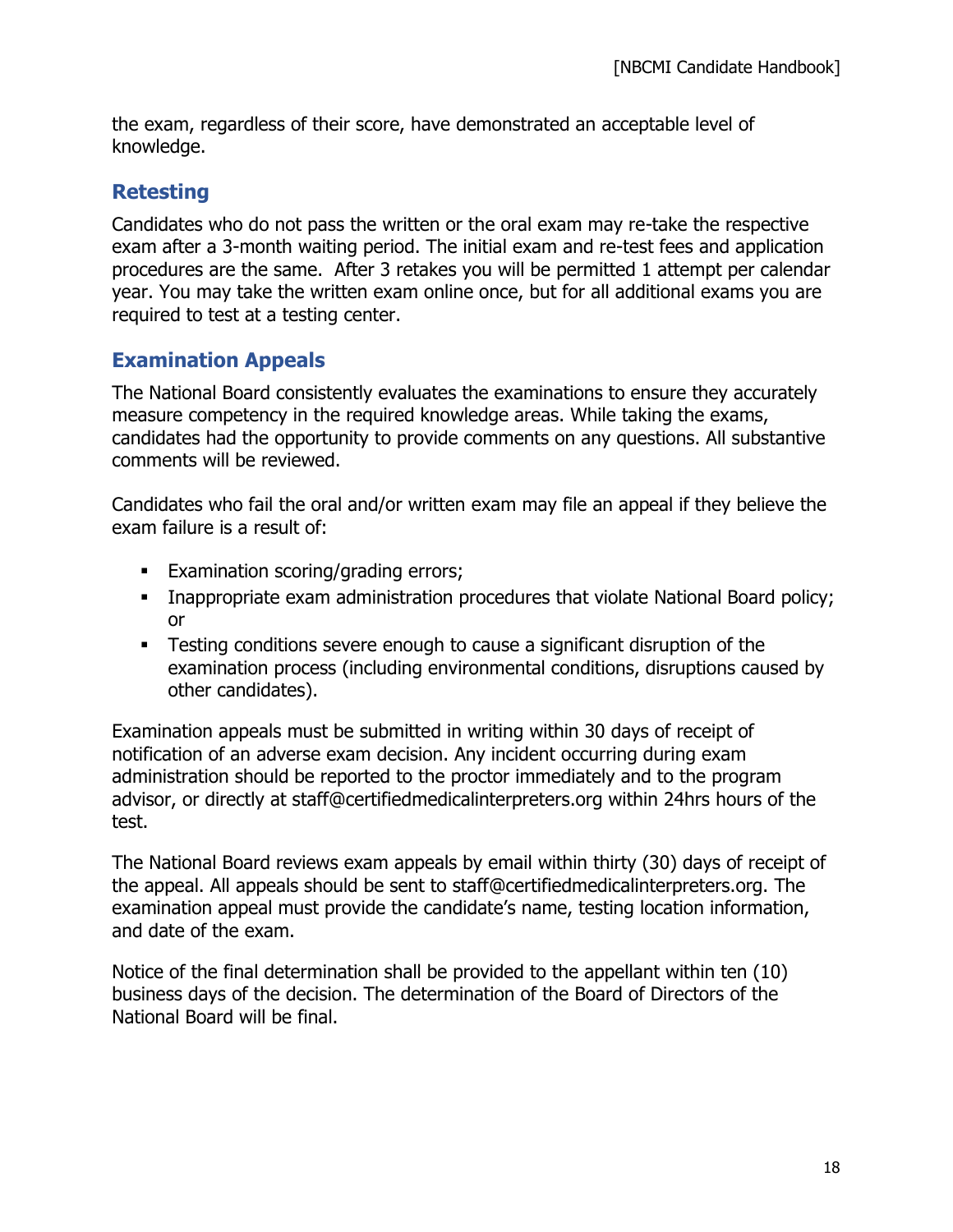the exam, regardless of their score, have demonstrated an acceptable level of knowledge.

## Retesting

Candidates who do not pass the written or the oral exam may re-take the respective exam after a 3-month waiting period. The initial exam and re-test fees and application procedures are the same.  After 3 retakes you will be permitted 1 attempt per calendar year. You may take the written exam online once, but for all additional exams you are required to test at a testing center.

## Examination Appeals

The National Board consistently evaluates the examinations to ensure they accurately measure competency in the required knowledge areas. While taking the exams, candidates had the opportunity to provide comments on any questions. All substantive comments will be reviewed.

Candidates who fail the oral and/or written exam may file an appeal if they believe the exam failure is a result of:

- Examination scoring/grading errors;
- Inappropriate exam administration procedures that violate National Board policy; or
- Testing conditions severe enough to cause a significant disruption of the examination process (including environmental conditions, disruptions caused by other candidates).

Examination appeals must be submitted in writing within 30 days of receipt of notification of an adverse exam decision. Any incident occurring during exam administration should be reported to the proctor immediately and to the program advisor, or directly at staff@certifiedmedicalinterpreters.org within 24hrs hours of the test.

The National Board reviews exam appeals by email within thirty (30) days of receipt of the appeal. All appeals should be sent to staff@certifiedmedicalinterpreters.org. The examination appeal must provide the candidate's name, testing location information, and date of the exam.

Notice of the final determination shall be provided to the appellant within ten (10) business days of the decision. The determination of the Board of Directors of the National Board will be final.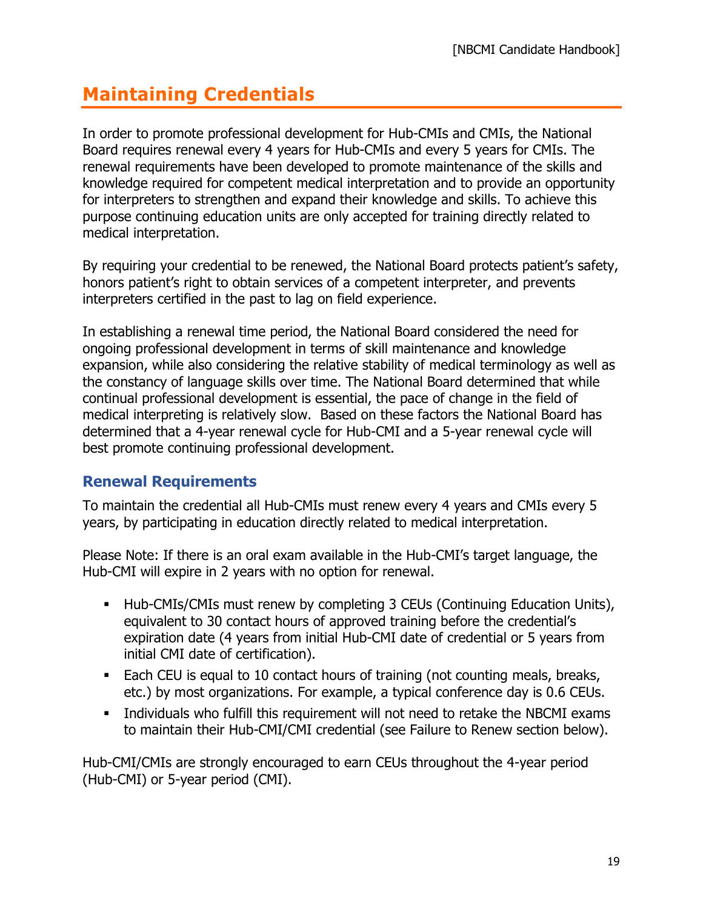# Maintaining Credentials

In order to promote professional development for Hub-CMIs and CMIs, the National Board requires renewal every 4 years for Hub-CMIs and every 5 years for CMIs. The renewal requirements have been developed to promote maintenance of the skills and knowledge required for competent medical interpretation and to provide an opportunity for interpreters to strengthen and expand their knowledge and skills. To achieve this purpose continuing education units are only accepted for training directly related to medical interpretation.

By requiring your credential to be renewed, the National Board protects patient's safety, honors patient's right to obtain services of a competent interpreter, and prevents interpreters certified in the past to lag on field experience.

In establishing a renewal time period, the National Board considered the need for ongoing professional development in terms of skill maintenance and knowledge expansion, while also considering the relative stability of medical terminology as well as the constancy of language skills over time. The National Board determined that while continual professional development is essential, the pace of change in the field of medical interpreting is relatively slow. Based on these factors the National Board has determined that a 4-year renewal cycle for Hub-CMI and a 5-year renewal cycle will best promote continuing professional development.

## Renewal Requirements

To maintain the credential all Hub-CMIs must renew every 4 years and CMIs every 5 years, by participating in education directly related to medical interpretation.

Please Note: If there is an oral exam available in the Hub-CMI's target language, the Hub-CMI will expire in 2 years with no option for renewal.

- Hub-CMIs/CMIs must renew by completing 3 CEUs (Continuing Education Units), equivalent to 30 contact hours of approved training before the credential's expiration date (4 years from initial Hub-CMI date of credential or 5 years from initial CMI date of certification).
- Each CEU is equal to 10 contact hours of training (not counting meals, breaks, etc.) by most organizations. For example, a typical conference day is 0.6 CEUs.
- Individuals who fulfill this requirement will not need to retake the NBCMI exams to maintain their Hub-CMI/CMI credential (see Failure to Renew section below).

Hub-CMI/CMIs are strongly encouraged to earn CEUs throughout the 4-year period (Hub-CMI) or 5-year period (CMI).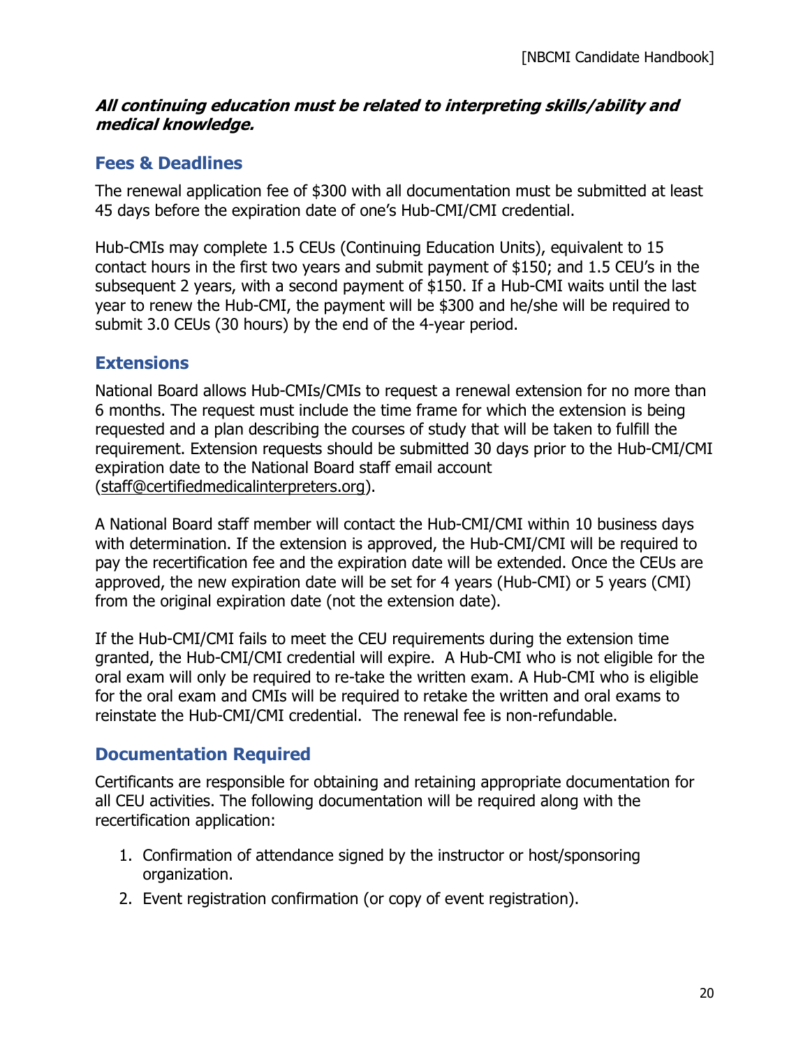***All continuing education must be related to interpreting skills/ability and medical knowledge.***

## Fees & Deadlines

The renewal application fee of $300 with all documentation must be submitted at least 45 days before the expiration date of one's Hub-CMI/CMI credential.

Hub-CMIs may complete 1.5 CEUs (Continuing Education Units), equivalent to 15 contact hours in the first two years and submit payment of $150; and 1.5 CEU's in the subsequent 2 years, with a second payment of $150. If a Hub-CMI waits until the last year to renew the Hub-CMI, the payment will be $300 and he/she will be required to submit 3.0 CEUs (30 hours) by the end of the 4-year period.

## Extensions

National Board allows Hub-CMIs/CMIs to request a renewal extension for no more than 6 months. The request must include the time frame for which the extension is being requested and a plan describing the courses of study that will be taken to fulfill the requirement. Extension requests should be submitted 30 days prior to the Hub-CMI/CMI expiration date to the National Board staff email account (staff@certifiedmedicalinterpreters.org).

A National Board staff member will contact the Hub-CMI/CMI within 10 business days with determination. If the extension is approved, the Hub-CMI/CMI will be required to pay the recertification fee and the expiration date will be extended. Once the CEUs are approved, the new expiration date will be set for 4 years (Hub-CMI) or 5 years (CMI) from the original expiration date (not the extension date).

If the Hub-CMI/CMI fails to meet the CEU requirements during the extension time granted, the Hub-CMI/CMI credential will expire. A Hub-CMI who is not eligible for the oral exam will only be required to re-take the written exam. A Hub-CMI who is eligible for the oral exam and CMIs will be required to retake the written and oral exams to reinstate the Hub-CMI/CMI credential. The renewal fee is non-refundable.

## Documentation Required

Certificants are responsible for obtaining and retaining appropriate documentation for all CEU activities. The following documentation will be required along with the recertification application:

1. Confirmation of attendance signed by the instructor or host/sponsoring organization.
2. Event registration confirmation (or copy of event registration).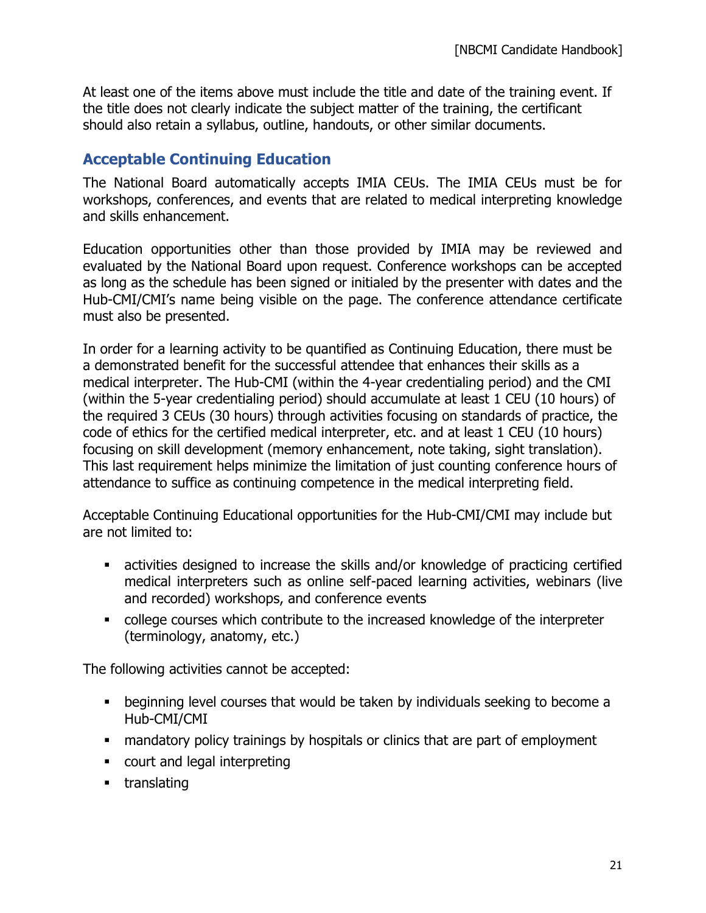At least one of the items above must include the title and date of the training event. If the title does not clearly indicate the subject matter of the training, the certificant should also retain a syllabus, outline, handouts, or other similar documents.

## Acceptable Continuing Education

The National Board automatically accepts IMIA CEUs. The IMIA CEUs must be for workshops, conferences, and events that are related to medical interpreting knowledge and skills enhancement.

Education opportunities other than those provided by IMIA may be reviewed and evaluated by the National Board upon request. Conference workshops can be accepted as long as the schedule has been signed or initialed by the presenter with dates and the Hub-CMI/CMI's name being visible on the page. The conference attendance certificate must also be presented.

In order for a learning activity to be quantified as Continuing Education, there must be a demonstrated benefit for the successful attendee that enhances their skills as a medical interpreter. The Hub-CMI (within the 4-year credentialing period) and the CMI (within the 5-year credentialing period) should accumulate at least 1 CEU (10 hours) of the required 3 CEUs (30 hours) through activities focusing on standards of practice, the code of ethics for the certified medical interpreter, etc. and at least 1 CEU (10 hours) focusing on skill development (memory enhancement, note taking, sight translation). This last requirement helps minimize the limitation of just counting conference hours of attendance to suffice as continuing competence in the medical interpreting field.

Acceptable Continuing Educational opportunities for the Hub-CMI/CMI may include but are not limited to:

- activities designed to increase the skills and/or knowledge of practicing certified medical interpreters such as online self-paced learning activities, webinars (live and recorded) workshops, and conference events
- college courses which contribute to the increased knowledge of the interpreter (terminology, anatomy, etc.)

The following activities cannot be accepted:

- beginning level courses that would be taken by individuals seeking to become a Hub-CMI/CMI
- mandatory policy trainings by hospitals or clinics that are part of employment
- court and legal interpreting
- translating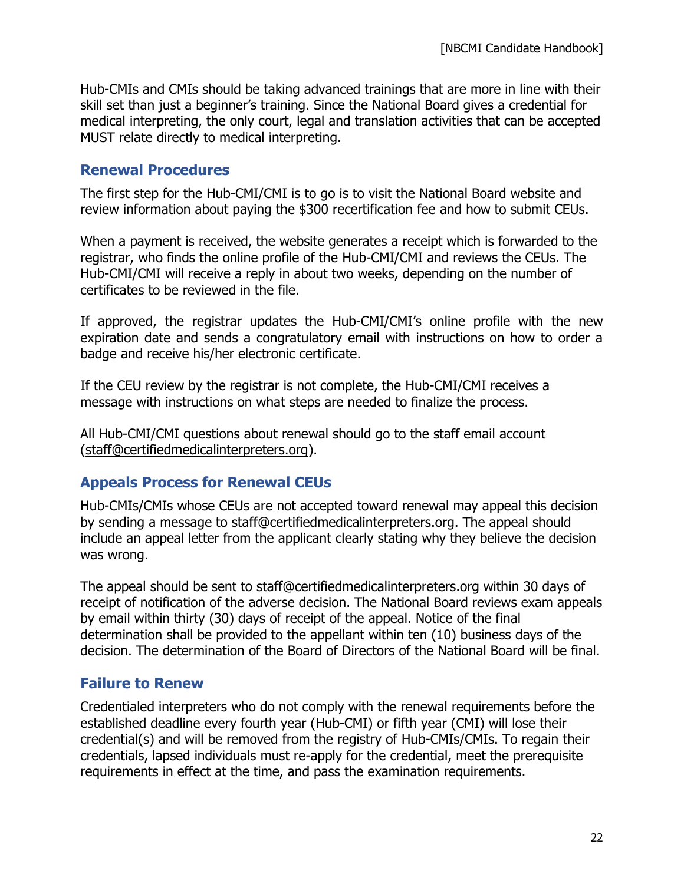Hub-CMIs and CMIs should be taking advanced trainings that are more in line with their skill set than just a beginner's training. Since the National Board gives a credential for medical interpreting, the only court, legal and translation activities that can be accepted MUST relate directly to medical interpreting.

## Renewal Procedures

The first step for the Hub-CMI/CMI is to go is to visit the National Board website and review information about paying the $300 recertification fee and how to submit CEUs.

When a payment is received, the website generates a receipt which is forwarded to the registrar, who finds the online profile of the Hub-CMI/CMI and reviews the CEUs. The Hub-CMI/CMI will receive a reply in about two weeks, depending on the number of certificates to be reviewed in the file.

If approved, the registrar updates the Hub-CMI/CMI's online profile with the new expiration date and sends a congratulatory email with instructions on how to order a badge and receive his/her electronic certificate.

If the CEU review by the registrar is not complete, the Hub-CMI/CMI receives a message with instructions on what steps are needed to finalize the process.

All Hub-CMI/CMI questions about renewal should go to the staff email account (staff@certifiedmedicalinterpreters.org).

## Appeals Process for Renewal CEUs

Hub-CMIs/CMIs whose CEUs are not accepted toward renewal may appeal this decision by sending a message to staff@certifiedmedicalinterpreters.org. The appeal should include an appeal letter from the applicant clearly stating why they believe the decision was wrong.

The appeal should be sent to staff@certifiedmedicalinterpreters.org within 30 days of receipt of notification of the adverse decision. The National Board reviews exam appeals by email within thirty (30) days of receipt of the appeal. Notice of the final determination shall be provided to the appellant within ten (10) business days of the decision. The determination of the Board of Directors of the National Board will be final.

## Failure to Renew

Credentialed interpreters who do not comply with the renewal requirements before the established deadline every fourth year (Hub-CMI) or fifth year (CMI) will lose their credential(s) and will be removed from the registry of Hub-CMIs/CMIs. To regain their credentials, lapsed individuals must re-apply for the credential, meet the prerequisite requirements in effect at the time, and pass the examination requirements.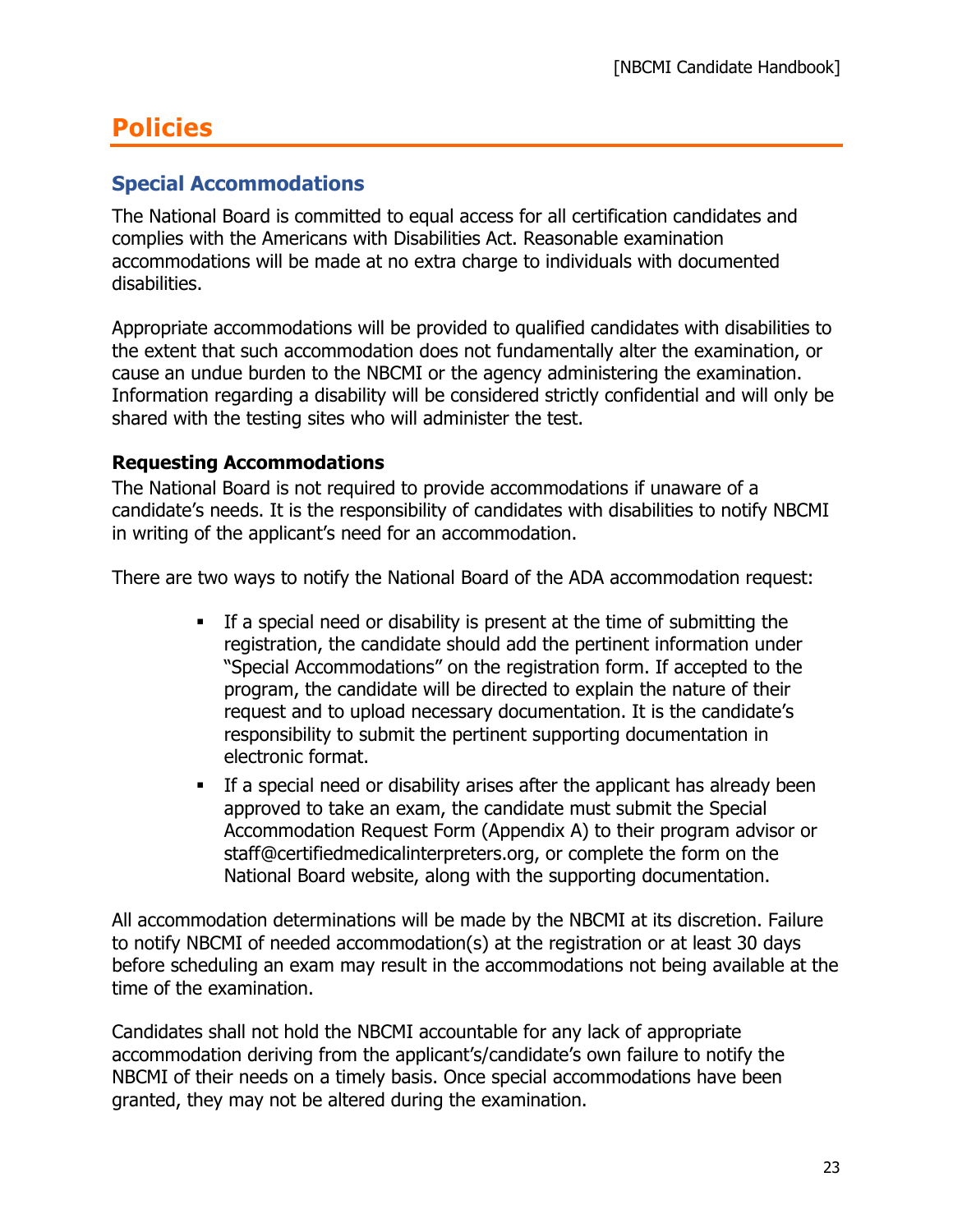# Policies

## Special Accommodations

The National Board is committed to equal access for all certification candidates and complies with the Americans with Disabilities Act. Reasonable examination accommodations will be made at no extra charge to individuals with documented disabilities.

Appropriate accommodations will be provided to qualified candidates with disabilities to the extent that such accommodation does not fundamentally alter the examination, or cause an undue burden to the NBCMI or the agency administering the examination. Information regarding a disability will be considered strictly confidential and will only be shared with the testing sites who will administer the test.

### Requesting Accommodations

The National Board is not required to provide accommodations if unaware of a candidate's needs. It is the responsibility of candidates with disabilities to notify NBCMI in writing of the applicant's need for an accommodation.

There are two ways to notify the National Board of the ADA accommodation request:

- If a special need or disability is present at the time of submitting the registration, the candidate should add the pertinent information under "Special Accommodations" on the registration form. If accepted to the program, the candidate will be directed to explain the nature of their request and to upload necessary documentation. It is the candidate's responsibility to submit the pertinent supporting documentation in electronic format.
- If a special need or disability arises after the applicant has already been approved to take an exam, the candidate must submit the Special Accommodation Request Form (Appendix A) to their program advisor or staff@certifiedmedicalinterpreters.org, or complete the form on the National Board website, along with the supporting documentation.

All accommodation determinations will be made by the NBCMI at its discretion. Failure to notify NBCMI of needed accommodation(s) at the registration or at least 30 days before scheduling an exam may result in the accommodations not being available at the time of the examination.

Candidates shall not hold the NBCMI accountable for any lack of appropriate accommodation deriving from the applicant's/candidate's own failure to notify the NBCMI of their needs on a timely basis. Once special accommodations have been granted, they may not be altered during the examination.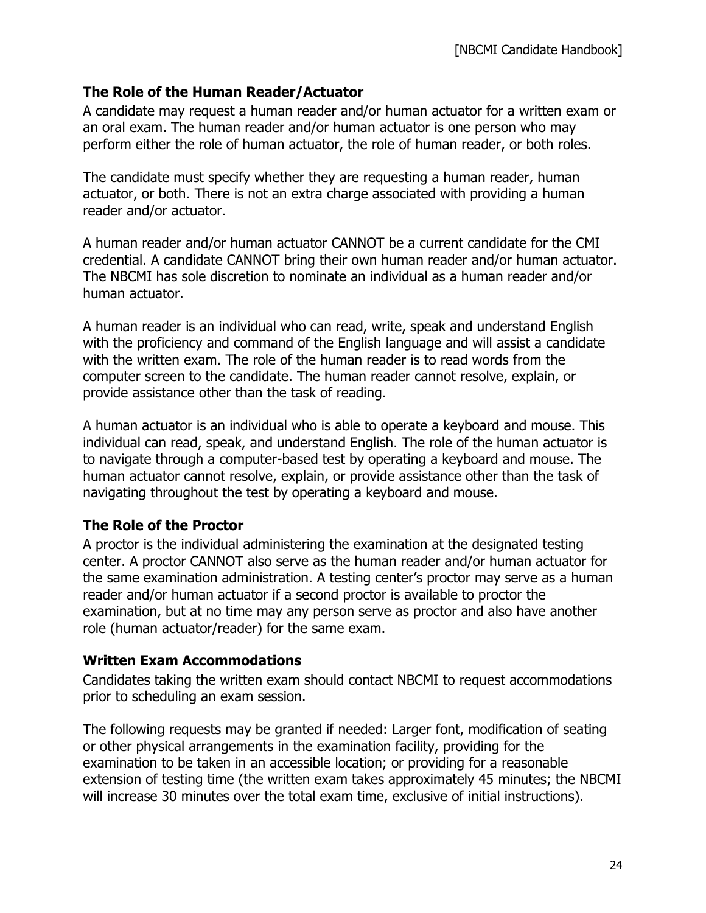### The Role of the Human Reader/Actuator

A candidate may request a human reader and/or human actuator for a written exam or an oral exam. The human reader and/or human actuator is one person who may perform either the role of human actuator, the role of human reader, or both roles.

The candidate must specify whether they are requesting a human reader, human actuator, or both. There is not an extra charge associated with providing a human reader and/or actuator.

A human reader and/or human actuator CANNOT be a current candidate for the CMI credential. A candidate CANNOT bring their own human reader and/or human actuator. The NBCMI has sole discretion to nominate an individual as a human reader and/or human actuator.

A human reader is an individual who can read, write, speak and understand English with the proficiency and command of the English language and will assist a candidate with the written exam. The role of the human reader is to read words from the computer screen to the candidate. The human reader cannot resolve, explain, or provide assistance other than the task of reading.

A human actuator is an individual who is able to operate a keyboard and mouse. This individual can read, speak, and understand English. The role of the human actuator is to navigate through a computer-based test by operating a keyboard and mouse. The human actuator cannot resolve, explain, or provide assistance other than the task of navigating throughout the test by operating a keyboard and mouse.

### The Role of the Proctor

A proctor is the individual administering the examination at the designated testing center. A proctor CANNOT also serve as the human reader and/or human actuator for the same examination administration. A testing center's proctor may serve as a human reader and/or human actuator if a second proctor is available to proctor the examination, but at no time may any person serve as proctor and also have another role (human actuator/reader) for the same exam.

### Written Exam Accommodations

Candidates taking the written exam should contact NBCMI to request accommodations prior to scheduling an exam session.

The following requests may be granted if needed: Larger font, modification of seating or other physical arrangements in the examination facility, providing for the examination to be taken in an accessible location; or providing for a reasonable extension of testing time (the written exam takes approximately 45 minutes; the NBCMI will increase 30 minutes over the total exam time, exclusive of initial instructions).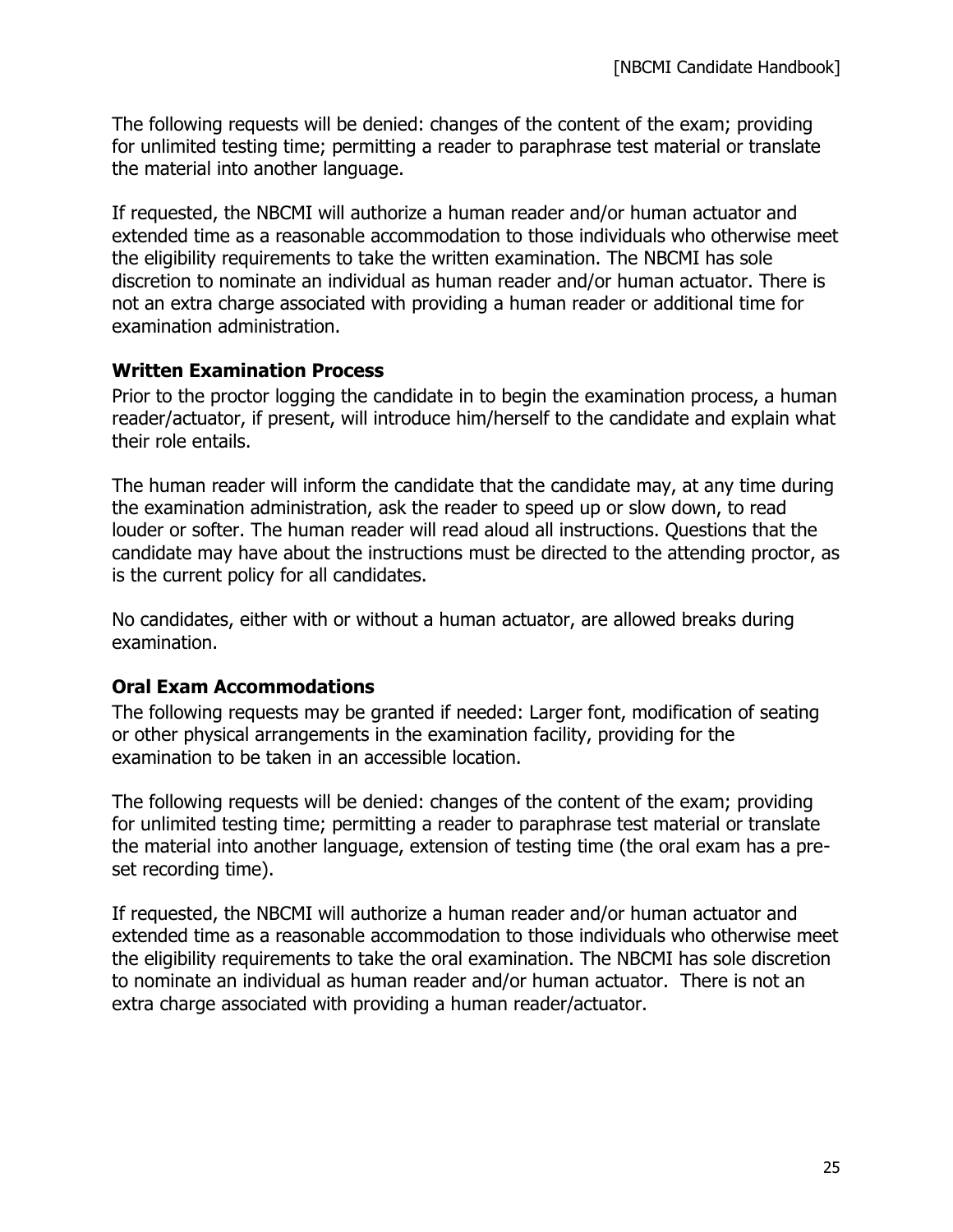The following requests will be denied: changes of the content of the exam; providing for unlimited testing time; permitting a reader to paraphrase test material or translate the material into another language.

If requested, the NBCMI will authorize a human reader and/or human actuator and extended time as a reasonable accommodation to those individuals who otherwise meet the eligibility requirements to take the written examination. The NBCMI has sole discretion to nominate an individual as human reader and/or human actuator. There is not an extra charge associated with providing a human reader or additional time for examination administration.

### Written Examination Process

Prior to the proctor logging the candidate in to begin the examination process, a human reader/actuator, if present, will introduce him/herself to the candidate and explain what their role entails.

The human reader will inform the candidate that the candidate may, at any time during the examination administration, ask the reader to speed up or slow down, to read louder or softer. The human reader will read aloud all instructions. Questions that the candidate may have about the instructions must be directed to the attending proctor, as is the current policy for all candidates.

No candidates, either with or without a human actuator, are allowed breaks during examination.

### Oral Exam Accommodations

The following requests may be granted if needed: Larger font, modification of seating or other physical arrangements in the examination facility, providing for the examination to be taken in an accessible location.

The following requests will be denied: changes of the content of the exam; providing for unlimited testing time; permitting a reader to paraphrase test material or translate the material into another language, extension of testing time (the oral exam has a pre-set recording time).

If requested, the NBCMI will authorize a human reader and/or human actuator and extended time as a reasonable accommodation to those individuals who otherwise meet the eligibility requirements to take the oral examination. The NBCMI has sole discretion to nominate an individual as human reader and/or human actuator. There is not an extra charge associated with providing a human reader/actuator.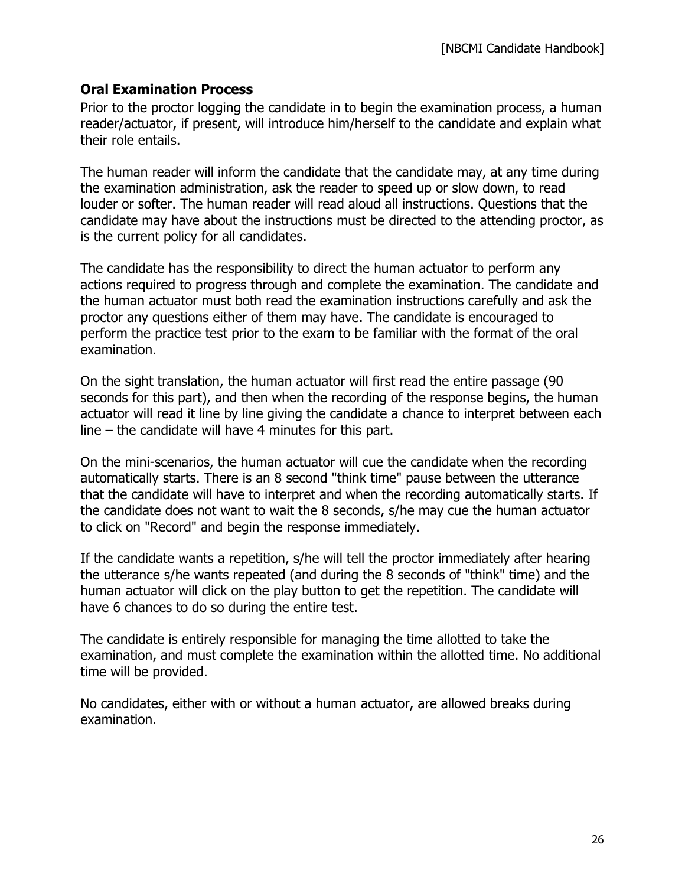### Oral Examination Process

Prior to the proctor logging the candidate in to begin the examination process, a human reader/actuator, if present, will introduce him/herself to the candidate and explain what their role entails.

The human reader will inform the candidate that the candidate may, at any time during the examination administration, ask the reader to speed up or slow down, to read louder or softer. The human reader will read aloud all instructions. Questions that the candidate may have about the instructions must be directed to the attending proctor, as is the current policy for all candidates.

The candidate has the responsibility to direct the human actuator to perform any actions required to progress through and complete the examination. The candidate and the human actuator must both read the examination instructions carefully and ask the proctor any questions either of them may have. The candidate is encouraged to perform the practice test prior to the exam to be familiar with the format of the oral examination.

On the sight translation, the human actuator will first read the entire passage (90 seconds for this part), and then when the recording of the response begins, the human actuator will read it line by line giving the candidate a chance to interpret between each line – the candidate will have 4 minutes for this part.

On the mini-scenarios, the human actuator will cue the candidate when the recording automatically starts. There is an 8 second "think time" pause between the utterance that the candidate will have to interpret and when the recording automatically starts. If the candidate does not want to wait the 8 seconds, s/he may cue the human actuator to click on "Record" and begin the response immediately.

If the candidate wants a repetition, s/he will tell the proctor immediately after hearing the utterance s/he wants repeated (and during the 8 seconds of "think" time) and the human actuator will click on the play button to get the repetition. The candidate will have 6 chances to do so during the entire test.

The candidate is entirely responsible for managing the time allotted to take the examination, and must complete the examination within the allotted time. No additional time will be provided.

No candidates, either with or without a human actuator, are allowed breaks during examination.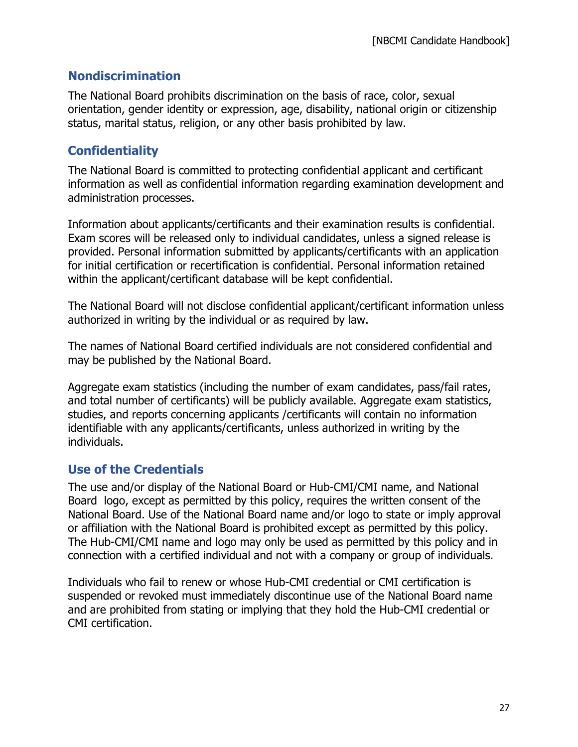## Nondiscrimination

The National Board prohibits discrimination on the basis of race, color, sexual orientation, gender identity or expression, age, disability, national origin or citizenship status, marital status, religion, or any other basis prohibited by law.

## Confidentiality

The National Board is committed to protecting confidential applicant and certificant information as well as confidential information regarding examination development and administration processes.

Information about applicants/certificants and their examination results is confidential. Exam scores will be released only to individual candidates, unless a signed release is provided. Personal information submitted by applicants/certificants with an application for initial certification or recertification is confidential. Personal information retained within the applicant/certificant database will be kept confidential.

The National Board will not disclose confidential applicant/certificant information unless authorized in writing by the individual or as required by law.

The names of National Board certified individuals are not considered confidential and may be published by the National Board.

Aggregate exam statistics (including the number of exam candidates, pass/fail rates, and total number of certificants) will be publicly available. Aggregate exam statistics, studies, and reports concerning applicants /certificants will contain no information identifiable with any applicants/certificants, unless authorized in writing by the individuals.

## Use of the Credentials

The use and/or display of the National Board or Hub-CMI/CMI name, and National Board logo, except as permitted by this policy, requires the written consent of the National Board. Use of the National Board name and/or logo to state or imply approval or affiliation with the National Board is prohibited except as permitted by this policy. The Hub-CMI/CMI name and logo may only be used as permitted by this policy and in connection with a certified individual and not with a company or group of individuals.

Individuals who fail to renew or whose Hub-CMI credential or CMI certification is suspended or revoked must immediately discontinue use of the National Board name and are prohibited from stating or implying that they hold the Hub-CMI credential or CMI certification.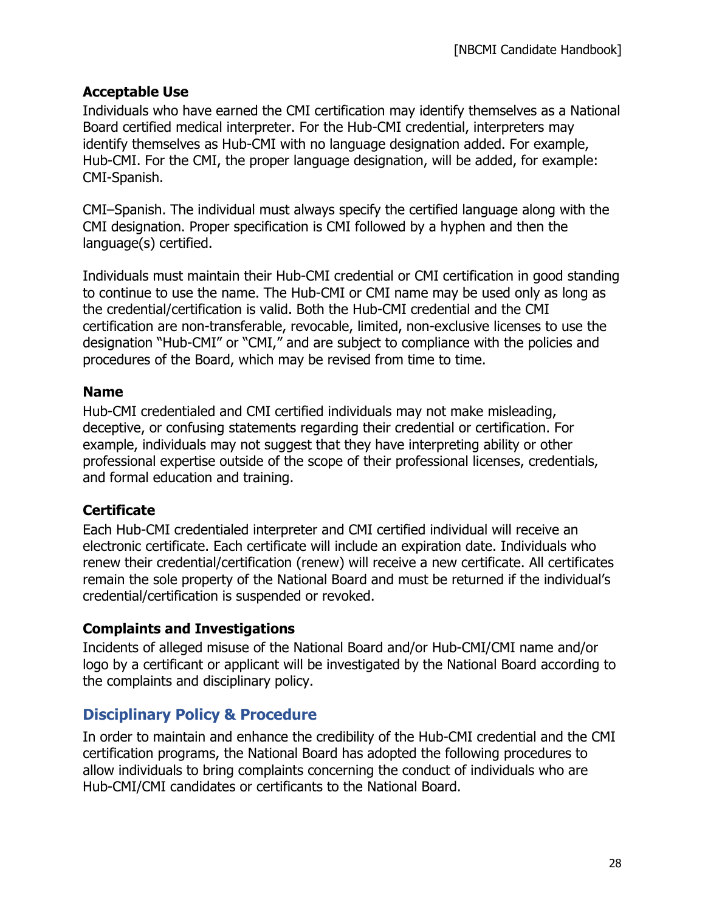### Acceptable Use

Individuals who have earned the CMI certification may identify themselves as a National Board certified medical interpreter. For the Hub-CMI credential, interpreters may identify themselves as Hub-CMI with no language designation added. For example, Hub-CMI. For the CMI, the proper language designation, will be added, for example: CMI-Spanish.

CMI–Spanish. The individual must always specify the certified language along with the CMI designation. Proper specification is CMI followed by a hyphen and then the language(s) certified.

Individuals must maintain their Hub-CMI credential or CMI certification in good standing to continue to use the name. The Hub-CMI or CMI name may be used only as long as the credential/certification is valid. Both the Hub-CMI credential and the CMI certification are non-transferable, revocable, limited, non-exclusive licenses to use the designation "Hub-CMI" or "CMI," and are subject to compliance with the policies and procedures of the Board, which may be revised from time to time.

### Name

Hub-CMI credentialed and CMI certified individuals may not make misleading, deceptive, or confusing statements regarding their credential or certification. For example, individuals may not suggest that they have interpreting ability or other professional expertise outside of the scope of their professional licenses, credentials, and formal education and training.

### Certificate

Each Hub-CMI credentialed interpreter and CMI certified individual will receive an electronic certificate. Each certificate will include an expiration date. Individuals who renew their credential/certification (renew) will receive a new certificate. All certificates remain the sole property of the National Board and must be returned if the individual's credential/certification is suspended or revoked.

### Complaints and Investigations

Incidents of alleged misuse of the National Board and/or Hub-CMI/CMI name and/or logo by a certificant or applicant will be investigated by the National Board according to the complaints and disciplinary policy.

## Disciplinary Policy & Procedure

In order to maintain and enhance the credibility of the Hub-CMI credential and the CMI certification programs, the National Board has adopted the following procedures to allow individuals to bring complaints concerning the conduct of individuals who are Hub-CMI/CMI candidates or certificants to the National Board.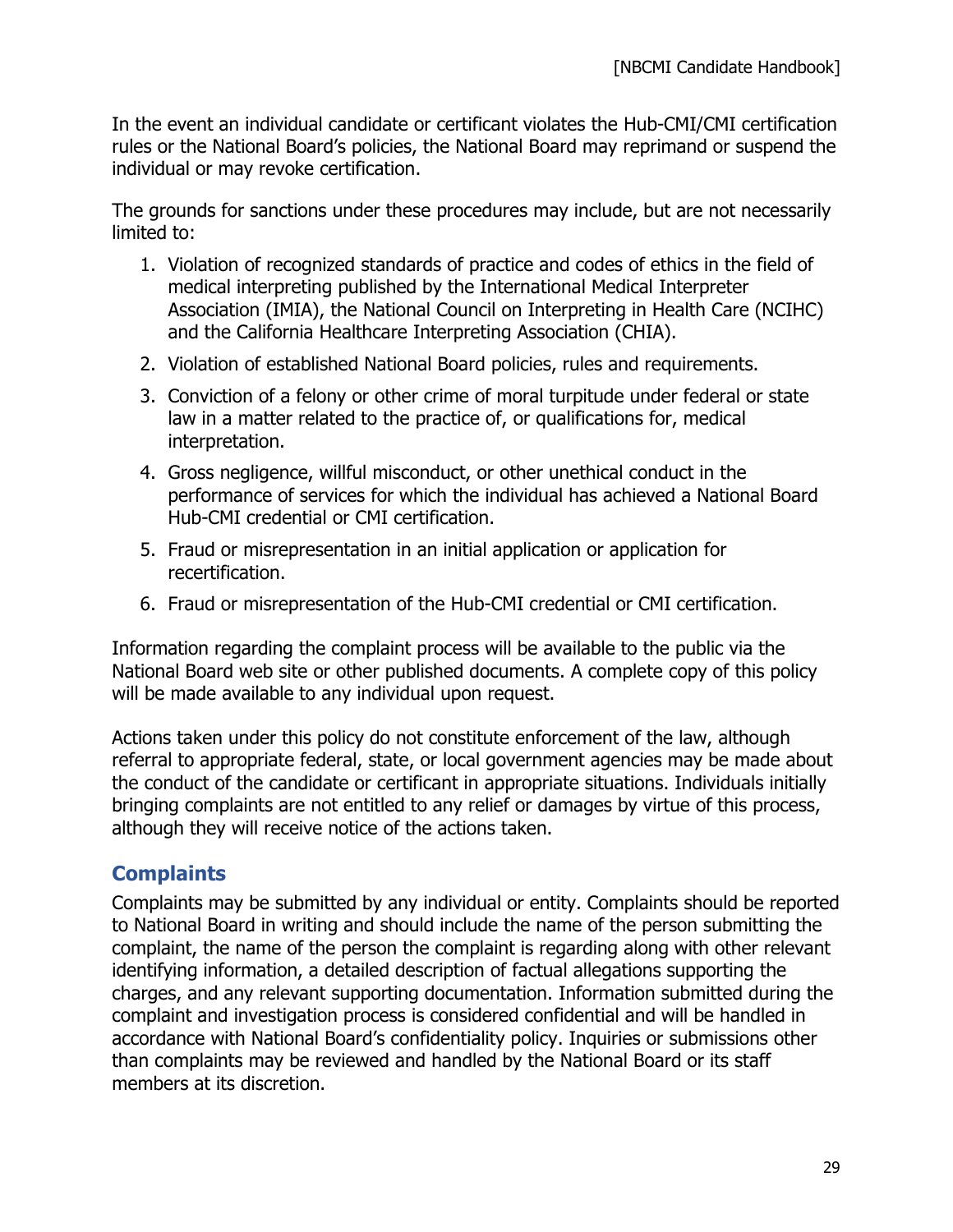In the event an individual candidate or certificant violates the Hub-CMI/CMI certification rules or the National Board's policies, the National Board may reprimand or suspend the individual or may revoke certification.

The grounds for sanctions under these procedures may include, but are not necessarily limited to:

1. Violation of recognized standards of practice and codes of ethics in the field of medical interpreting published by the International Medical Interpreter Association (IMIA), the National Council on Interpreting in Health Care (NCIHC) and the California Healthcare Interpreting Association (CHIA).
2. Violation of established National Board policies, rules and requirements.
3. Conviction of a felony or other crime of moral turpitude under federal or state law in a matter related to the practice of, or qualifications for, medical interpretation.
4. Gross negligence, willful misconduct, or other unethical conduct in the performance of services for which the individual has achieved a National Board Hub-CMI credential or CMI certification.
5. Fraud or misrepresentation in an initial application or application for recertification.
6. Fraud or misrepresentation of the Hub-CMI credential or CMI certification.

Information regarding the complaint process will be available to the public via the National Board web site or other published documents. A complete copy of this policy will be made available to any individual upon request.

Actions taken under this policy do not constitute enforcement of the law, although referral to appropriate federal, state, or local government agencies may be made about the conduct of the candidate or certificant in appropriate situations. Individuals initially bringing complaints are not entitled to any relief or damages by virtue of this process, although they will receive notice of the actions taken.

## Complaints

Complaints may be submitted by any individual or entity. Complaints should be reported to National Board in writing and should include the name of the person submitting the complaint, the name of the person the complaint is regarding along with other relevant identifying information, a detailed description of factual allegations supporting the charges, and any relevant supporting documentation. Information submitted during the complaint and investigation process is considered confidential and will be handled in accordance with National Board's confidentiality policy. Inquiries or submissions other than complaints may be reviewed and handled by the National Board or its staff members at its discretion.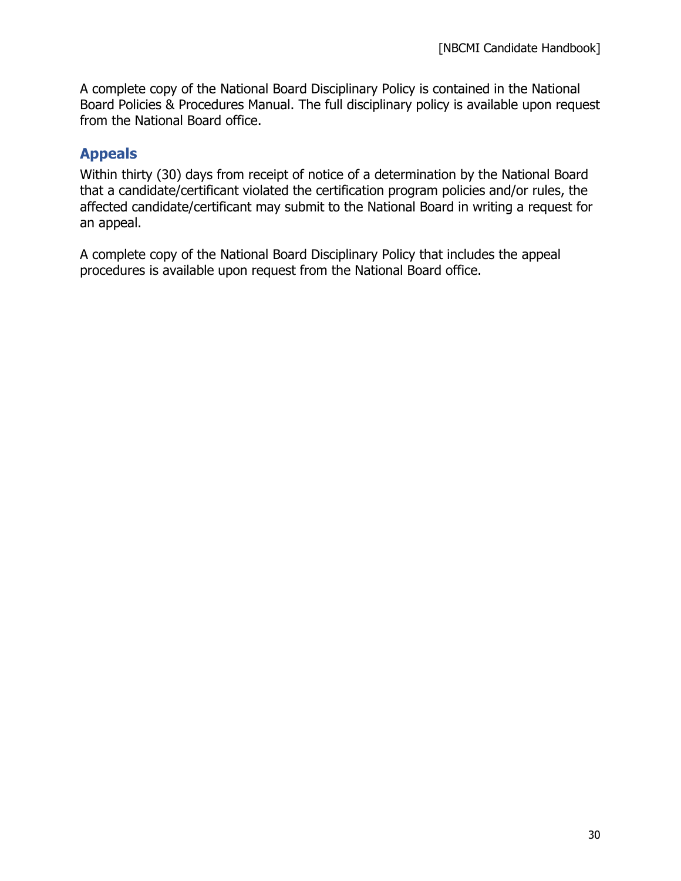A complete copy of the National Board Disciplinary Policy is contained in the National Board Policies & Procedures Manual. The full disciplinary policy is available upon request from the National Board office.

## Appeals

Within thirty (30) days from receipt of notice of a determination by the National Board that a candidate/certificant violated the certification program policies and/or rules, the affected candidate/certificant may submit to the National Board in writing a request for an appeal.

A complete copy of the National Board Disciplinary Policy that includes the appeal procedures is available upon request from the National Board office.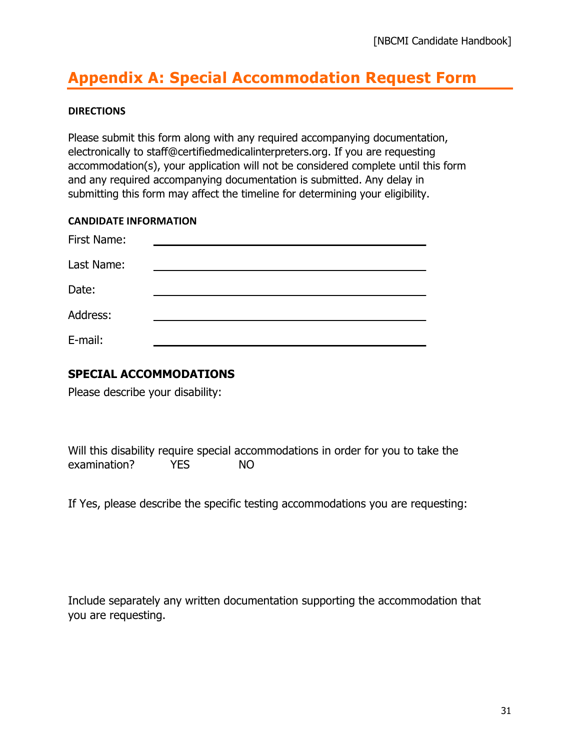# Appendix A: Special Accommodation Request Form

**DIRECTIONS**

Please submit this form along with any required accompanying documentation, electronically to staff@certifiedmedicalinterpreters.org. If you are requesting accommodation(s), your application will not be considered complete until this form and any required accompanying documentation is submitted. Any delay in submitting this form may affect the timeline for determining your eligibility.

**CANDIDATE INFORMATION**

First Name: ______________________________

Last Name: ______________________________

Date: ______________________________

Address: ______________________________

E-mail: ______________________________

## SPECIAL ACCOMMODATIONS

Please describe your disability:

Will this disability require special accommodations in order for you to take the examination? YES NO

If Yes, please describe the specific testing accommodations you are requesting:

Include separately any written documentation supporting the accommodation that you are requesting.